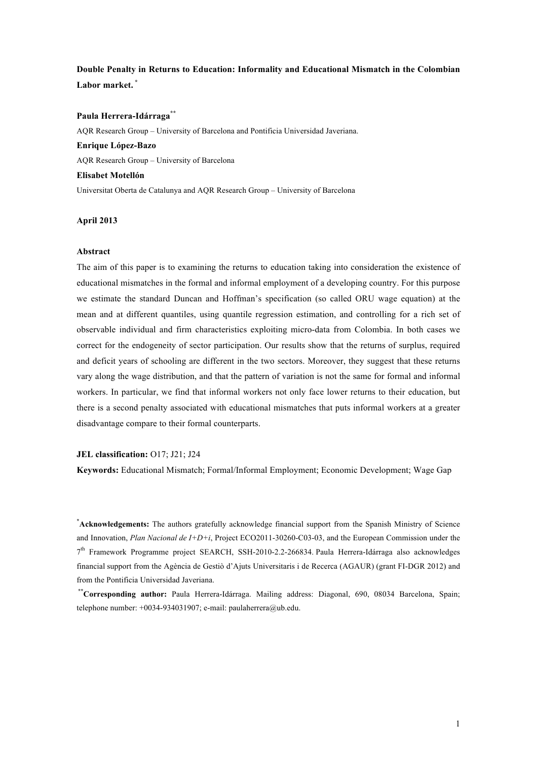# Double Penalty in Returns to Education: Informality and Educational Mismatch in the Colombian Labor market. [*]

**Paula Herrera-Idárraga**[**]

AQR Research Group – University of Barcelona and Pontificia Universidad Javeriana.

**Enrique López-Bazo**

AQR Research Group – University of Barcelona

**Elisabet Motellón**

Universitat Oberta de Catalunya and AQR Research Group – University of Barcelona

**April 2013**

**Abstract**

The aim of this paper is to examining the returns to education taking into consideration the existence of educational mismatches in the formal and informal employment of a developing country. For this purpose we estimate the standard Duncan and Hoffman's specification (so called ORU wage equation) at the mean and at different quantiles, using quantile regression estimation, and controlling for a rich set of observable individual and firm characteristics exploiting micro-data from Colombia. In both cases we correct for the endogeneity of sector participation. Our results show that the returns of surplus, required and deficit years of schooling are different in the two sectors. Moreover, they suggest that these returns vary along the wage distribution, and that the pattern of variation is not the same for formal and informal workers. In particular, we find that informal workers not only face lower returns to their education, but there is a second penalty associated with educational mismatches that puts informal workers at a greater disadvantage compare to their formal counterparts.

**JEL classification:** O17; J21; J24

**Keywords:** Educational Mismatch; Formal/Informal Employment; Economic Development; Wage Gap

[*]**Acknowledgements:** The authors gratefully acknowledge financial support from the Spanish Ministry of Science and Innovation, *Plan Nacional de I+D+i*, Project ECO2011-30260-C03-03, and the European Commission under the 7th Framework Programme project SEARCH, SSH-2010-2.2-266834. Paula Herrera-Idárraga also acknowledges financial support from the Agència de Gestiò d'Ajuts Universitaris i de Recerca (AGAUR) (grant FI-DGR 2012) and from the Pontificia Universidad Javeriana.

[**]**Corresponding author:** Paula Herrera-Idárraga. Mailing address: Diagonal, 690, 08034 Barcelona, Spain; telephone number: +0034-934031907; e-mail: paulaherrera@ub.edu.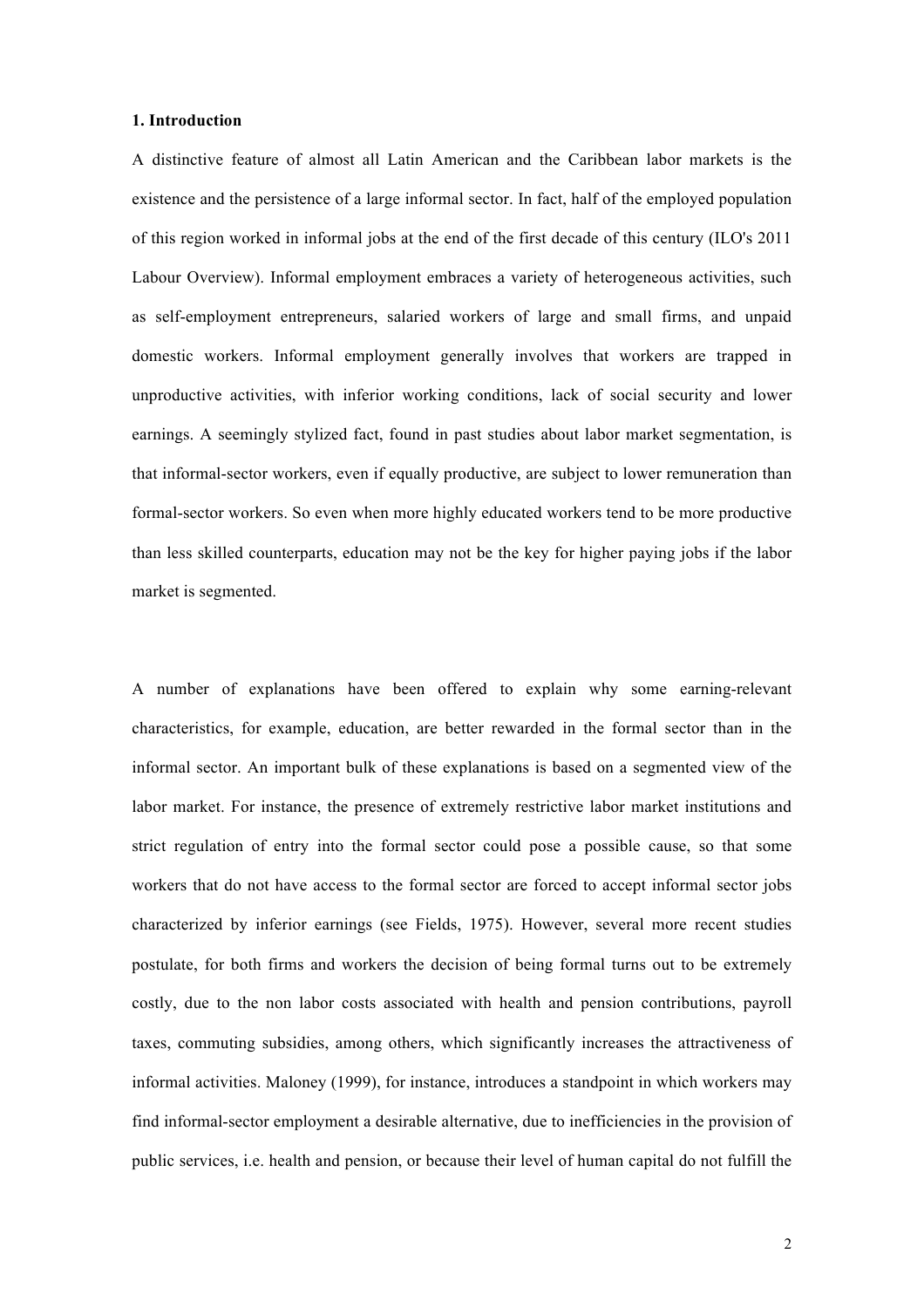## 1. Introduction

A distinctive feature of almost all Latin American and the Caribbean labor markets is the existence and the persistence of a large informal sector. In fact, half of the employed population of this region worked in informal jobs at the end of the first decade of this century (ILO's 2011 Labour Overview). Informal employment embraces a variety of heterogeneous activities, such as self-employment entrepreneurs, salaried workers of large and small firms, and unpaid domestic workers. Informal employment generally involves that workers are trapped in unproductive activities, with inferior working conditions, lack of social security and lower earnings. A seemingly stylized fact, found in past studies about labor market segmentation, is that informal-sector workers, even if equally productive, are subject to lower remuneration than formal-sector workers. So even when more highly educated workers tend to be more productive than less skilled counterparts, education may not be the key for higher paying jobs if the labor market is segmented.

A number of explanations have been offered to explain why some earning-relevant characteristics, for example, education, are better rewarded in the formal sector than in the informal sector. An important bulk of these explanations is based on a segmented view of the labor market. For instance, the presence of extremely restrictive labor market institutions and strict regulation of entry into the formal sector could pose a possible cause, so that some workers that do not have access to the formal sector are forced to accept informal sector jobs characterized by inferior earnings (see Fields, 1975). However, several more recent studies postulate, for both firms and workers the decision of being formal turns out to be extremely costly, due to the non labor costs associated with health and pension contributions, payroll taxes, commuting subsidies, among others, which significantly increases the attractiveness of informal activities. Maloney (1999), for instance, introduces a standpoint in which workers may find informal-sector employment a desirable alternative, due to inefficiencies in the provision of public services, i.e. health and pension, or because their level of human capital do not fulfill the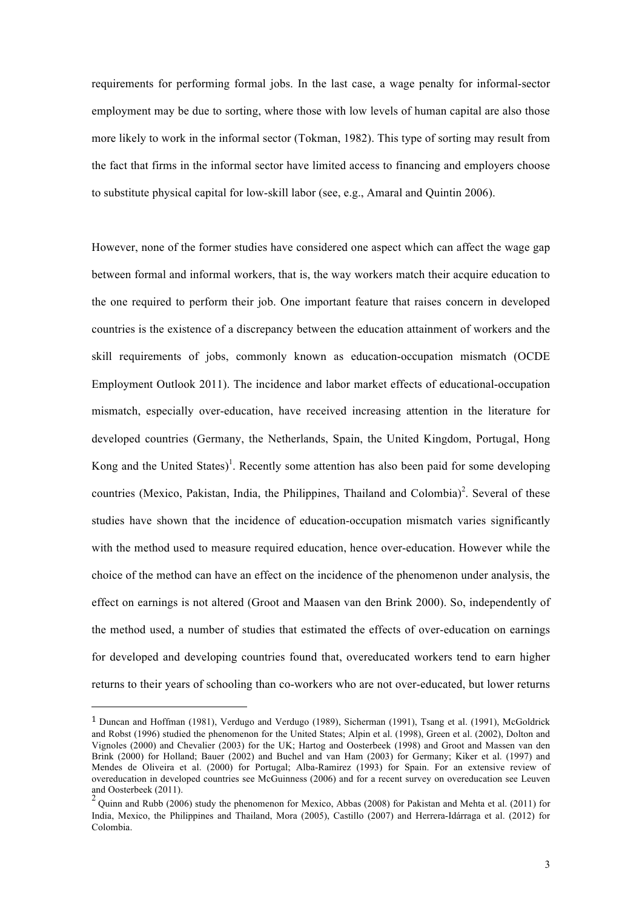requirements for performing formal jobs. In the last case, a wage penalty for informal-sector employment may be due to sorting, where those with low levels of human capital are also those more likely to work in the informal sector (Tokman, 1982). This type of sorting may result from the fact that firms in the informal sector have limited access to financing and employers choose to substitute physical capital for low-skill labor (see, e.g., Amaral and Quintin 2006).

However, none of the former studies have considered one aspect which can affect the wage gap between formal and informal workers, that is, the way workers match their acquire education to the one required to perform their job. One important feature that raises concern in developed countries is the existence of a discrepancy between the education attainment of workers and the skill requirements of jobs, commonly known as education-occupation mismatch (OCDE Employment Outlook 2011). The incidence and labor market effects of educational-occupation mismatch, especially over-education, have received increasing attention in the literature for developed countries (Germany, the Netherlands, Spain, the United Kingdom, Portugal, Hong Kong and the United States)[1]. Recently some attention has also been paid for some developing countries (Mexico, Pakistan, India, the Philippines, Thailand and Colombia)[2]. Several of these studies have shown that the incidence of education-occupation mismatch varies significantly with the method used to measure required education, hence over-education. However while the choice of the method can have an effect on the incidence of the phenomenon under analysis, the effect on earnings is not altered (Groot and Maasen van den Brink 2000). So, independently of the method used, a number of studies that estimated the effects of over-education on earnings for developed and developing countries found that, overeducated workers tend to earn higher returns to their years of schooling than co-workers who are not over-educated, but lower returns

[1] Duncan and Hoffman (1981), Verdugo and Verdugo (1989), Sicherman (1991), Tsang et al. (1991), McGoldrick and Robst (1996) studied the phenomenon for the United States; Alpin et al. (1998), Green et al. (2002), Dolton and Vignoles (2000) and Chevalier (2003) for the UK; Hartog and Oosterbeek (1998) and Groot and Massen van den Brink (2000) for Holland; Bauer (2002) and Buchel and van Ham (2003) for Germany; Kiker et al. (1997) and Mendes de Oliveira et al. (2000) for Portugal; Alba-Ramirez (1993) for Spain. For an extensive review of overeducation in developed countries see McGuinness (2006) and for a recent survey on overeducation see Leuven and Oosterbeek (2011).

[2] Quinn and Rubb (2006) study the phenomenon for Mexico, Abbas (2008) for Pakistan and Mehta et al. (2011) for India, Mexico, the Philippines and Thailand, Mora (2005), Castillo (2007) and Herrera-Idárraga et al. (2012) for Colombia.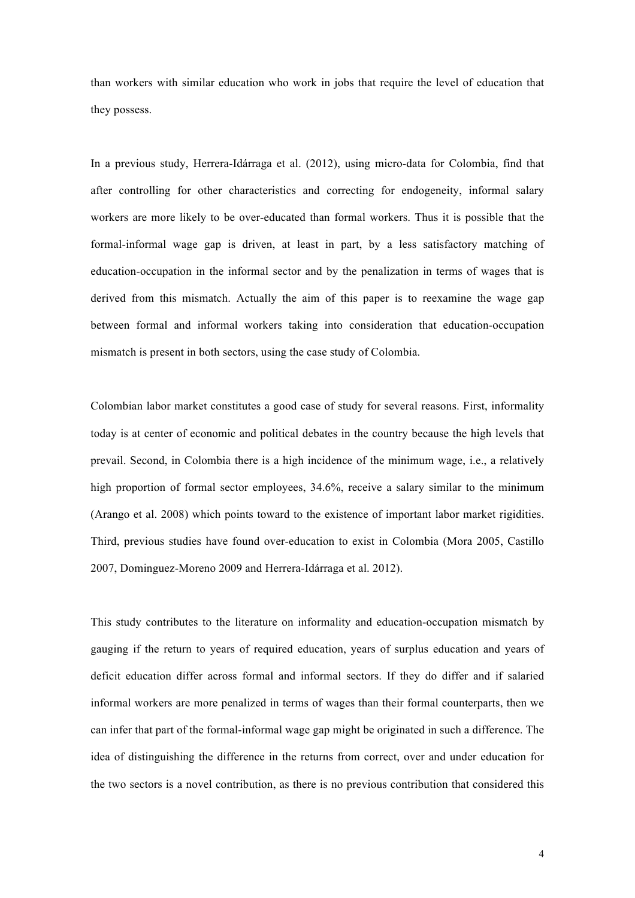than workers with similar education who work in jobs that require the level of education that they possess.

In a previous study, Herrera-Idárraga et al. (2012), using micro-data for Colombia, find that after controlling for other characteristics and correcting for endogeneity, informal salary workers are more likely to be over-educated than formal workers. Thus it is possible that the formal-informal wage gap is driven, at least in part, by a less satisfactory matching of education-occupation in the informal sector and by the penalization in terms of wages that is derived from this mismatch. Actually the aim of this paper is to reexamine the wage gap between formal and informal workers taking into consideration that education-occupation mismatch is present in both sectors, using the case study of Colombia.

Colombian labor market constitutes a good case of study for several reasons. First, informality today is at center of economic and political debates in the country because the high levels that prevail. Second, in Colombia there is a high incidence of the minimum wage, i.e., a relatively high proportion of formal sector employees, 34.6%, receive a salary similar to the minimum (Arango et al. 2008) which points toward to the existence of important labor market rigidities. Third, previous studies have found over-education to exist in Colombia (Mora 2005, Castillo 2007, Dominguez-Moreno 2009 and Herrera-Idárraga et al. 2012).

This study contributes to the literature on informality and education-occupation mismatch by gauging if the return to years of required education, years of surplus education and years of deficit education differ across formal and informal sectors. If they do differ and if salaried informal workers are more penalized in terms of wages than their formal counterparts, then we can infer that part of the formal-informal wage gap might be originated in such a difference. The idea of distinguishing the difference in the returns from correct, over and under education for the two sectors is a novel contribution, as there is no previous contribution that considered this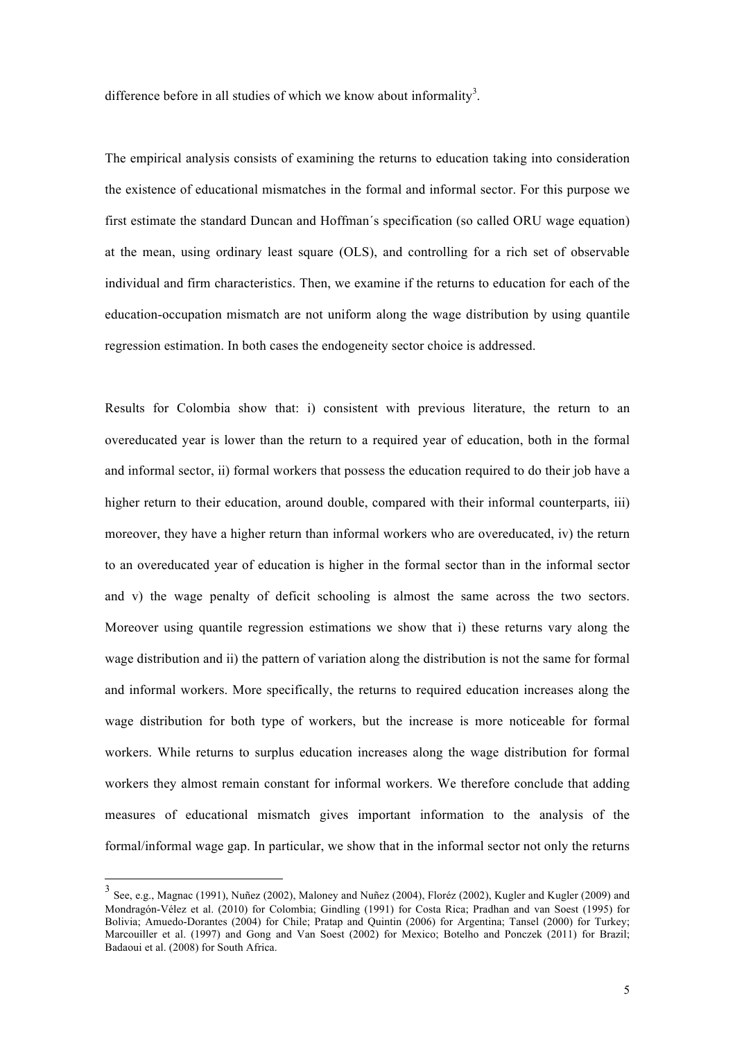difference before in all studies of which we know about informality[3].

The empirical analysis consists of examining the returns to education taking into consideration the existence of educational mismatches in the formal and informal sector. For this purpose we first estimate the standard Duncan and Hoffman´s specification (so called ORU wage equation) at the mean, using ordinary least square (OLS), and controlling for a rich set of observable individual and firm characteristics. Then, we examine if the returns to education for each of the education-occupation mismatch are not uniform along the wage distribution by using quantile regression estimation. In both cases the endogeneity sector choice is addressed.

Results for Colombia show that: i) consistent with previous literature, the return to an overeducated year is lower than the return to a required year of education, both in the formal and informal sector, ii) formal workers that possess the education required to do their job have a higher return to their education, around double, compared with their informal counterparts, iii) moreover, they have a higher return than informal workers who are overeducated, iv) the return to an overeducated year of education is higher in the formal sector than in the informal sector and v) the wage penalty of deficit schooling is almost the same across the two sectors. Moreover using quantile regression estimations we show that i) these returns vary along the wage distribution and ii) the pattern of variation along the distribution is not the same for formal and informal workers. More specifically, the returns to required education increases along the wage distribution for both type of workers, but the increase is more noticeable for formal workers. While returns to surplus education increases along the wage distribution for formal workers they almost remain constant for informal workers. We therefore conclude that adding measures of educational mismatch gives important information to the analysis of the formal/informal wage gap. In particular, we show that in the informal sector not only the returns

---

[3] See, e.g., Magnac (1991), Nuñez (2002), Maloney and Nuñez (2004), Floréz (2002), Kugler and Kugler (2009) and Mondragón-Vélez et al. (2010) for Colombia; Gindling (1991) for Costa Rica; Pradhan and van Soest (1995) for Bolivia; Amuedo-Dorantes (2004) for Chile; Pratap and Quintin (2006) for Argentina; Tansel (2000) for Turkey; Marcouiller et al. (1997) and Gong and Van Soest (2002) for Mexico; Botelho and Ponczek (2011) for Brazil; Badaoui et al. (2008) for South Africa.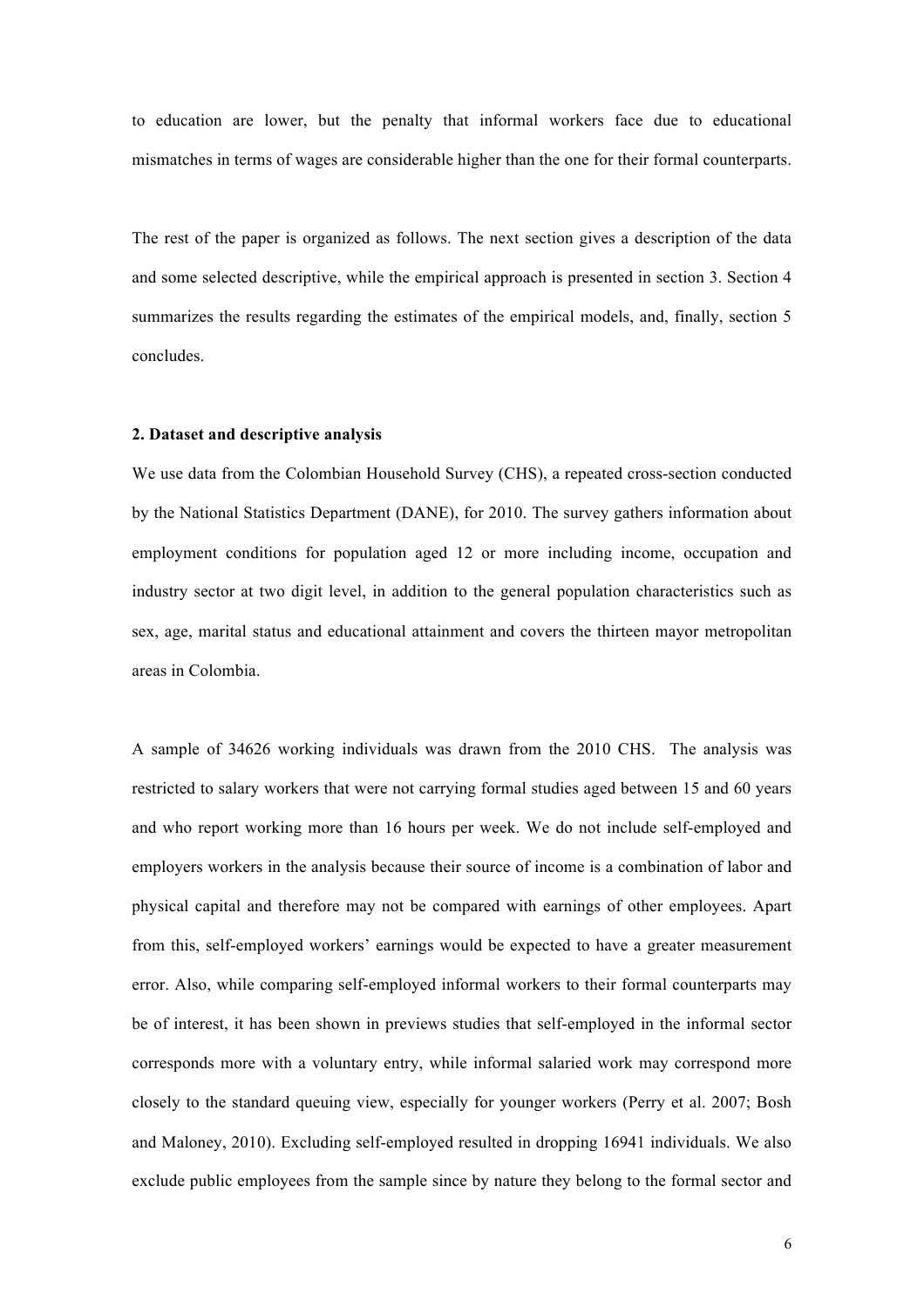to education are lower, but the penalty that informal workers face due to educational mismatches in terms of wages are considerable higher than the one for their formal counterparts.

The rest of the paper is organized as follows. The next section gives a description of the data and some selected descriptive, while the empirical approach is presented in section 3. Section 4 summarizes the results regarding the estimates of the empirical models, and, finally, section 5 concludes.

## 2. Dataset and descriptive analysis

We use data from the Colombian Household Survey (CHS), a repeated cross-section conducted by the National Statistics Department (DANE), for 2010. The survey gathers information about employment conditions for population aged 12 or more including income, occupation and industry sector at two digit level, in addition to the general population characteristics such as sex, age, marital status and educational attainment and covers the thirteen mayor metropolitan areas in Colombia.

A sample of 34626 working individuals was drawn from the 2010 CHS. The analysis was restricted to salary workers that were not carrying formal studies aged between 15 and 60 years and who report working more than 16 hours per week. We do not include self-employed and employers workers in the analysis because their source of income is a combination of labor and physical capital and therefore may not be compared with earnings of other employees. Apart from this, self-employed workers' earnings would be expected to have a greater measurement error. Also, while comparing self-employed informal workers to their formal counterparts may be of interest, it has been shown in previews studies that self-employed in the informal sector corresponds more with a voluntary entry, while informal salaried work may correspond more closely to the standard queuing view, especially for younger workers (Perry et al. 2007; Bosh and Maloney, 2010). Excluding self-employed resulted in dropping 16941 individuals. We also exclude public employees from the sample since by nature they belong to the formal sector and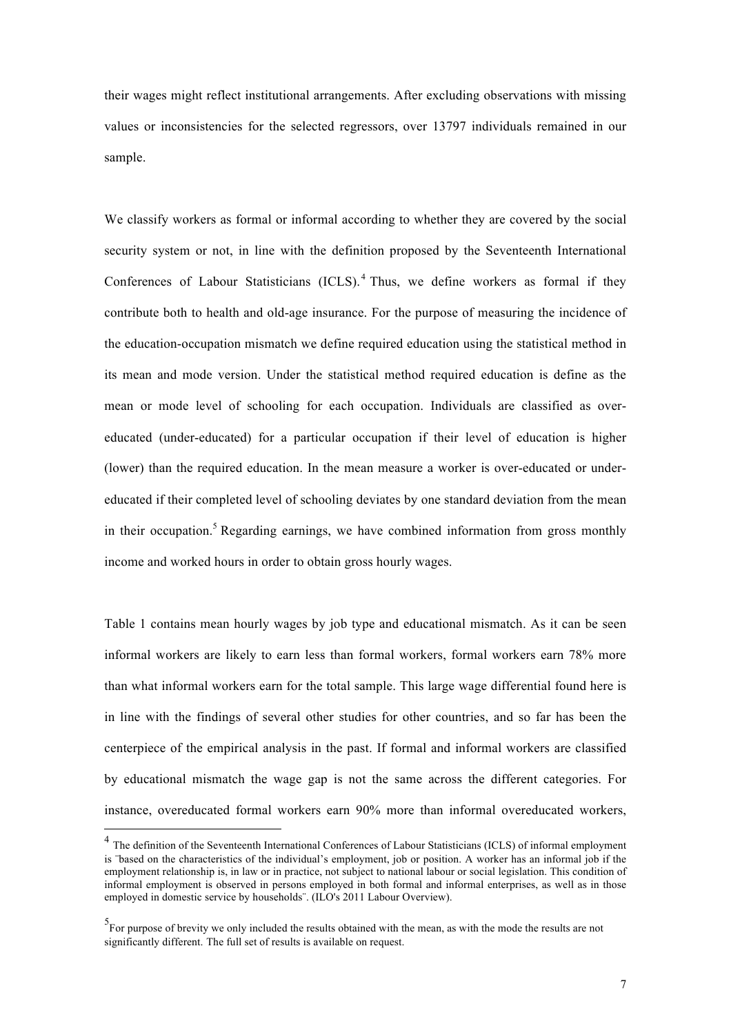their wages might reflect institutional arrangements. After excluding observations with missing values or inconsistencies for the selected regressors, over 13797 individuals remained in our sample.

We classify workers as formal or informal according to whether they are covered by the social security system or not, in line with the definition proposed by the Seventeenth International Conferences of Labour Statisticians (ICLS).[4] Thus, we define workers as formal if they contribute both to health and old-age insurance. For the purpose of measuring the incidence of the education-occupation mismatch we define required education using the statistical method in its mean and mode version. Under the statistical method required education is define as the mean or mode level of schooling for each occupation. Individuals are classified as over-educated (under-educated) for a particular occupation if their level of education is higher (lower) than the required education. In the mean measure a worker is over-educated or under-educated if their completed level of schooling deviates by one standard deviation from the mean in their occupation.[5] Regarding earnings, we have combined information from gross monthly income and worked hours in order to obtain gross hourly wages.

Table 1 contains mean hourly wages by job type and educational mismatch. As it can be seen informal workers are likely to earn less than formal workers, formal workers earn 78% more than what informal workers earn for the total sample. This large wage differential found here is in line with the findings of several other studies for other countries, and so far has been the centerpiece of the empirical analysis in the past. If formal and informal workers are classified by educational mismatch the wage gap is not the same across the different categories. For instance, overeducated formal workers earn 90% more than informal overeducated workers,

[4] The definition of the Seventeenth International Conferences of Labour Statisticians (ICLS) of informal employment is ¨based on the characteristics of the individual's employment, job or position. A worker has an informal job if the employment relationship is, in law or in practice, not subject to national labour or social legislation. This condition of informal employment is observed in persons employed in both formal and informal enterprises, as well as in those employed in domestic service by households¨. (ILO's 2011 Labour Overview).

[5] For purpose of brevity we only included the results obtained with the mean, as with the mode the results are not significantly different. The full set of results is available on request.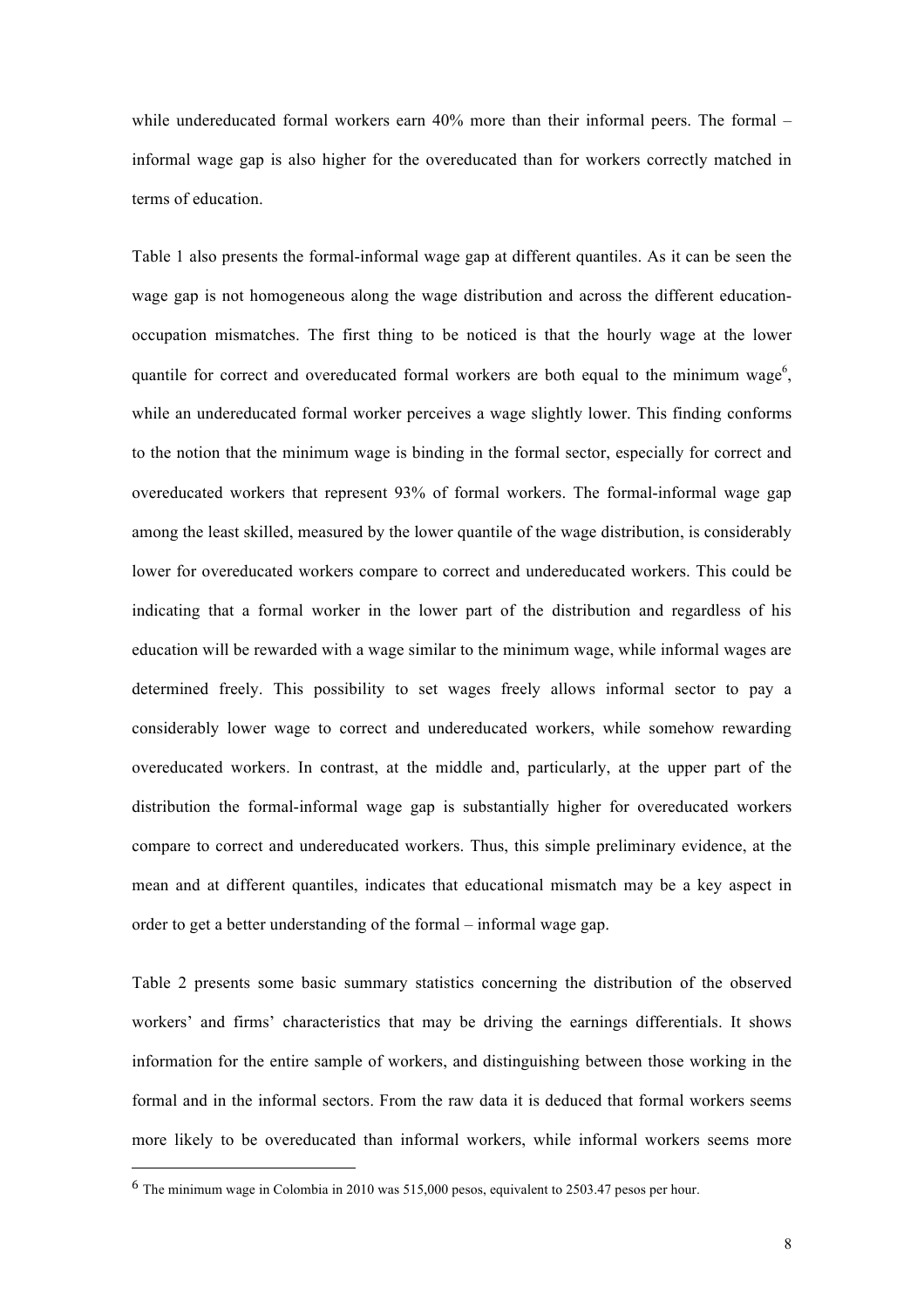while undereducated formal workers earn 40% more than their informal peers. The formal – informal wage gap is also higher for the overeducated than for workers correctly matched in terms of education.

Table 1 also presents the formal-informal wage gap at different quantiles. As it can be seen the wage gap is not homogeneous along the wage distribution and across the different education-occupation mismatches. The first thing to be noticed is that the hourly wage at the lower quantile for correct and overeducated formal workers are both equal to the minimum wage[6], while an undereducated formal worker perceives a wage slightly lower. This finding conforms to the notion that the minimum wage is binding in the formal sector, especially for correct and overeducated workers that represent 93% of formal workers. The formal-informal wage gap among the least skilled, measured by the lower quantile of the wage distribution, is considerably lower for overeducated workers compare to correct and undereducated workers. This could be indicating that a formal worker in the lower part of the distribution and regardless of his education will be rewarded with a wage similar to the minimum wage, while informal wages are determined freely. This possibility to set wages freely allows informal sector to pay a considerably lower wage to correct and undereducated workers, while somehow rewarding overeducated workers. In contrast, at the middle and, particularly, at the upper part of the distribution the formal-informal wage gap is substantially higher for overeducated workers compare to correct and undereducated workers. Thus, this simple preliminary evidence, at the mean and at different quantiles, indicates that educational mismatch may be a key aspect in order to get a better understanding of the formal – informal wage gap.

Table 2 presents some basic summary statistics concerning the distribution of the observed workers' and firms' characteristics that may be driving the earnings differentials. It shows information for the entire sample of workers, and distinguishing between those working in the formal and in the informal sectors. From the raw data it is deduced that formal workers seems more likely to be overeducated than informal workers, while informal workers seems more

[6] The minimum wage in Colombia in 2010 was 515,000 pesos, equivalent to 2503.47 pesos per hour.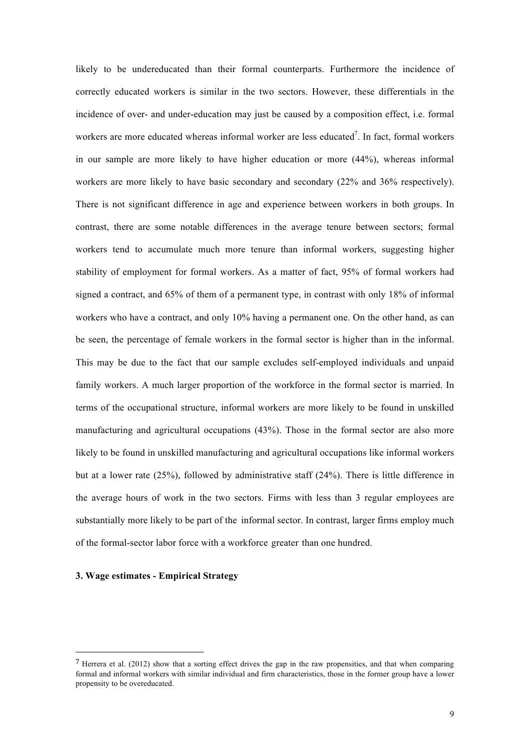likely to be undereducated than their formal counterparts. Furthermore the incidence of correctly educated workers is similar in the two sectors. However, these differentials in the incidence of over- and under-education may just be caused by a composition effect, i.e. formal workers are more educated whereas informal worker are less educated[7]. In fact, formal workers in our sample are more likely to have higher education or more (44%), whereas informal workers are more likely to have basic secondary and secondary (22% and 36% respectively). There is not significant difference in age and experience between workers in both groups. In contrast, there are some notable differences in the average tenure between sectors; formal workers tend to accumulate much more tenure than informal workers, suggesting higher stability of employment for formal workers. As a matter of fact, 95% of formal workers had signed a contract, and 65% of them of a permanent type, in contrast with only 18% of informal workers who have a contract, and only 10% having a permanent one. On the other hand, as can be seen, the percentage of female workers in the formal sector is higher than in the informal. This may be due to the fact that our sample excludes self-employed individuals and unpaid family workers. A much larger proportion of the workforce in the formal sector is married. In terms of the occupational structure, informal workers are more likely to be found in unskilled manufacturing and agricultural occupations (43%). Those in the formal sector are also more likely to be found in unskilled manufacturing and agricultural occupations like informal workers but at a lower rate (25%), followed by administrative staff (24%). There is little difference in the average hours of work in the two sectors. Firms with less than 3 regular employees are substantially more likely to be part of the informal sector. In contrast, larger firms employ much of the formal-sector labor force with a workforce greater than one hundred.

### 3. Wage estimates - Empirical Strategy

---

[7] Herrera et al. (2012) show that a sorting effect drives the gap in the raw propensities, and that when comparing formal and informal workers with similar individual and firm characteristics, those in the former group have a lower propensity to be overeducated.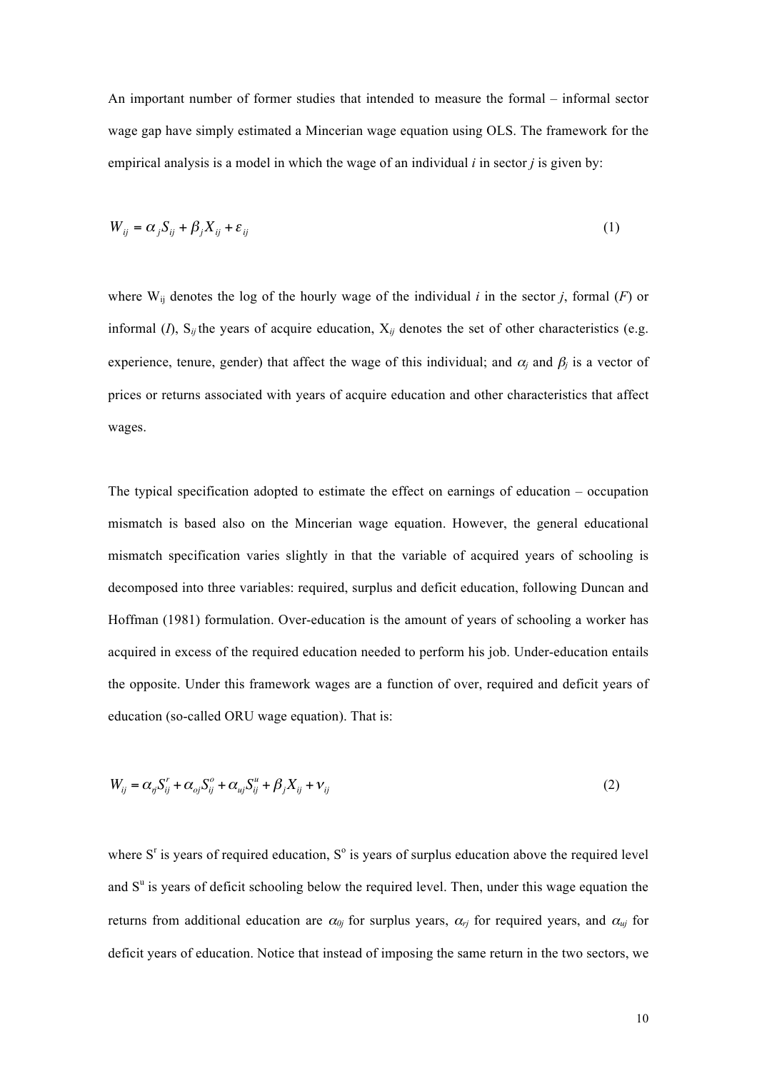An important number of former studies that intended to measure the formal – informal sector wage gap have simply estimated a Mincerian wage equation using OLS. The framework for the empirical analysis is a model in which the wage of an individual *i* in sector *j* is given by:

$$W_{ij} = \alpha_j S_{ij} + \beta_j X_{ij} + \varepsilon_{ij} \tag{1}$$

where $W_{ij}$ denotes the log of the hourly wage of the individual *i* in the sector *j*, formal (*F*) or informal (*I*), $S_{ij}$ the years of acquire education, $X_{ij}$ denotes the set of other characteristics (e.g. experience, tenure, gender) that affect the wage of this individual; and $\alpha_j$ and $\beta_j$ is a vector of prices or returns associated with years of acquire education and other characteristics that affect wages.

The typical specification adopted to estimate the effect on earnings of education – occupation mismatch is based also on the Mincerian wage equation. However, the general educational mismatch specification varies slightly in that the variable of acquired years of schooling is decomposed into three variables: required, surplus and deficit education, following Duncan and Hoffman (1981) formulation. Over-education is the amount of years of schooling a worker has acquired in excess of the required education needed to perform his job. Under-education entails the opposite. Under this framework wages are a function of over, required and deficit years of education (so-called ORU wage equation). That is:

$$W_{ij} = \alpha_{rj} S_{ij}^{r} + \alpha_{oj} S_{ij}^{o} + \alpha_{uj} S_{ij}^{u} + \beta_j X_{ij} + \nu_{ij} \tag{2}$$

where $S^r$ is years of required education, $S^o$ is years of surplus education above the required level and $S^u$ is years of deficit schooling below the required level. Then, under this wage equation the returns from additional education are $\alpha_{0j}$ for surplus years, $\alpha_{rj}$ for required years, and $\alpha_{uj}$ for deficit years of education. Notice that instead of imposing the same return in the two sectors, we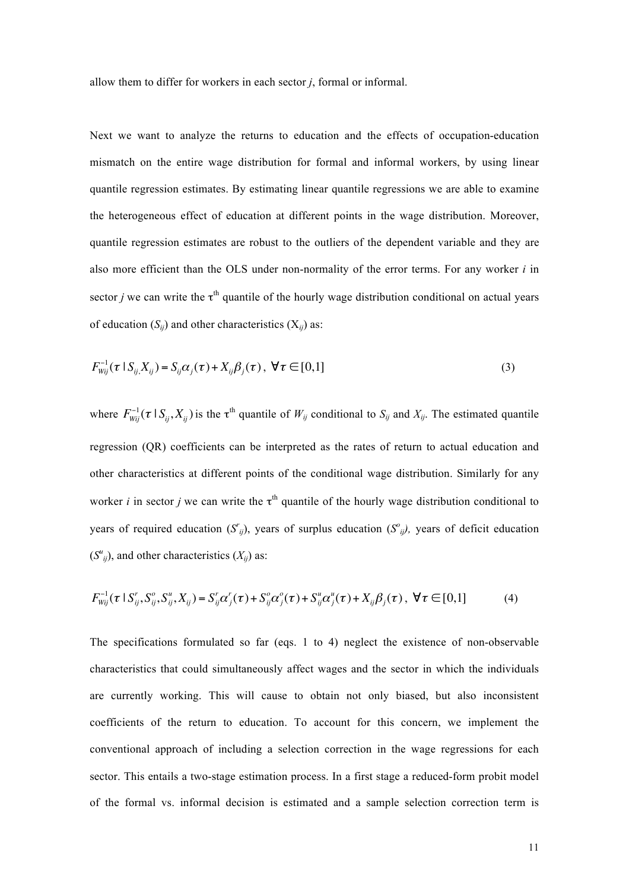allow them to differ for workers in each sector *j*, formal or informal.

Next we want to analyze the returns to education and the effects of occupation-education mismatch on the entire wage distribution for formal and informal workers, by using linear quantile regression estimates. By estimating linear quantile regressions we are able to examine the heterogeneous effect of education at different points in the wage distribution. Moreover, quantile regression estimates are robust to the outliers of the dependent variable and they are also more efficient than the OLS under non-normality of the error terms. For any worker $i$ in sector $j$ we can write the $\tau^{\text{th}}$ quantile of the hourly wage distribution conditional on actual years of education ($S_{ij}$) and other characteristics ($X_{ij}$) as:

$$F_{Wij}^{-1}(\tau \mid S_{ij,} X_{ij}) = S_{ij}\alpha_j(\tau) + X_{ij}\beta_j(\tau)\,,\ \forall \tau \in [0,1] \tag{3}$$

where $F_{Wij}^{-1}(\tau \mid S_{ij}, X_{ij})$ is the $\tau^{\text{th}}$ quantile of $W_{ij}$ conditional to $S_{ij}$ and $X_{ij}$. The estimated quantile regression (QR) coefficients can be interpreted as the rates of return to actual education and other characteristics at different points of the conditional wage distribution. Similarly for any worker $i$ in sector $j$ we can write the $\tau^{\text{th}}$ quantile of the hourly wage distribution conditional to years of required education ($S^r_{ij}$), years of surplus education ($S^o_{ij}$), years of deficit education ($S^u_{ij}$), and other characteristics ($X_{ij}$) as:

$$F_{Wij}^{-1}(\tau \mid S^r_{ij}, S^o_{ij}, S^u_{ij}, X_{ij}) = S^r_{ij}\alpha^r_j(\tau) + S^o_{ij}\alpha^o_j(\tau) + S^u_{ij}\alpha^u_j(\tau) + X_{ij}\beta_j(\tau)\,,\ \forall \tau \in [0,1] \tag{4}$$

The specifications formulated so far (eqs. 1 to 4) neglect the existence of non-observable characteristics that could simultaneously affect wages and the sector in which the individuals are currently working. This will cause to obtain not only biased, but also inconsistent coefficients of the return to education. To account for this concern, we implement the conventional approach of including a selection correction in the wage regressions for each sector. This entails a two-stage estimation process. In a first stage a reduced-form probit model of the formal vs. informal decision is estimated and a sample selection correction term is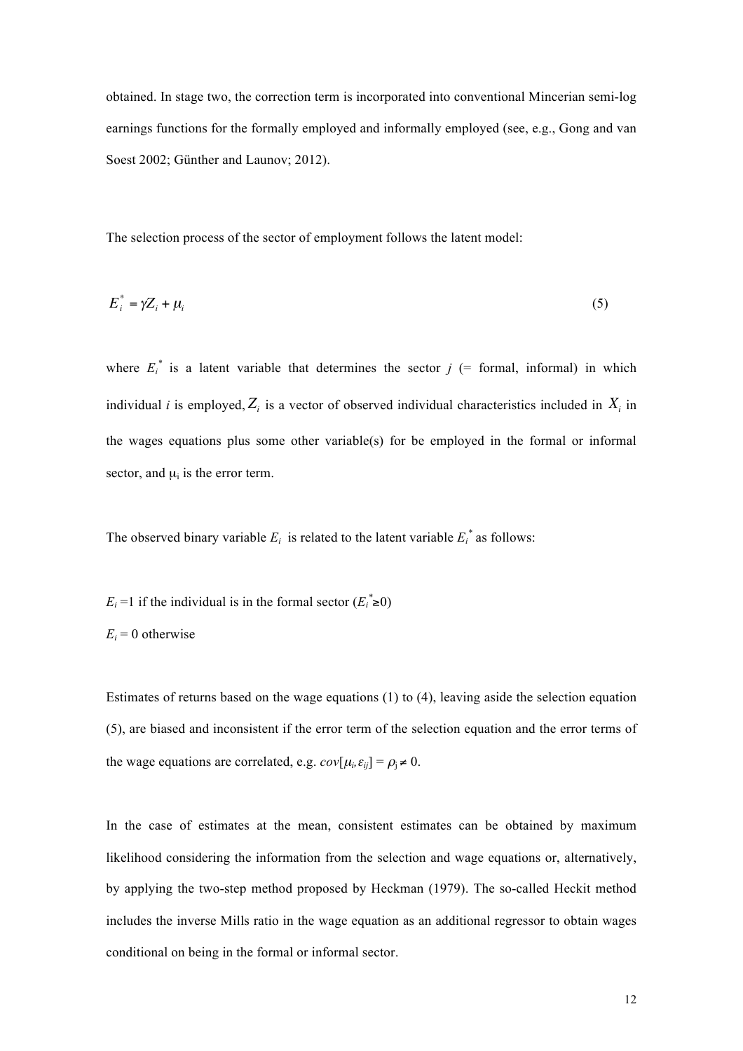obtained. In stage two, the correction term is incorporated into conventional Mincerian semi-log earnings functions for the formally employed and informally employed (see, e.g., Gong and van Soest 2002; Günther and Launov; 2012).

The selection process of the sector of employment follows the latent model:

$$E_i^* = \gamma Z_i + \mu_i \tag{5}$$

where $E_i^*$ is a latent variable that determines the sector *j* (= formal, informal) in which individual *i* is employed, $Z_i$ is a vector of observed individual characteristics included in $X_i$ in the wages equations plus some other variable(s) for be employed in the formal or informal sector, and $\mu_i$ is the error term.

The observed binary variable $E_i$ is related to the latent variable $E_i^*$ as follows:

$E_i = 1$ if the individual is in the formal sector ($E_i^* \geq 0$)

$E_i = 0$ otherwise

Estimates of returns based on the wage equations (1) to (4), leaving aside the selection equation (5), are biased and inconsistent if the error term of the selection equation and the error terms of the wage equations are correlated, e.g. $cov[\mu_i, \varepsilon_{ij}] = \rho_j \neq 0$.

In the case of estimates at the mean, consistent estimates can be obtained by maximum likelihood considering the information from the selection and wage equations or, alternatively, by applying the two-step method proposed by Heckman (1979). The so-called Heckit method includes the inverse Mills ratio in the wage equation as an additional regressor to obtain wages conditional on being in the formal or informal sector.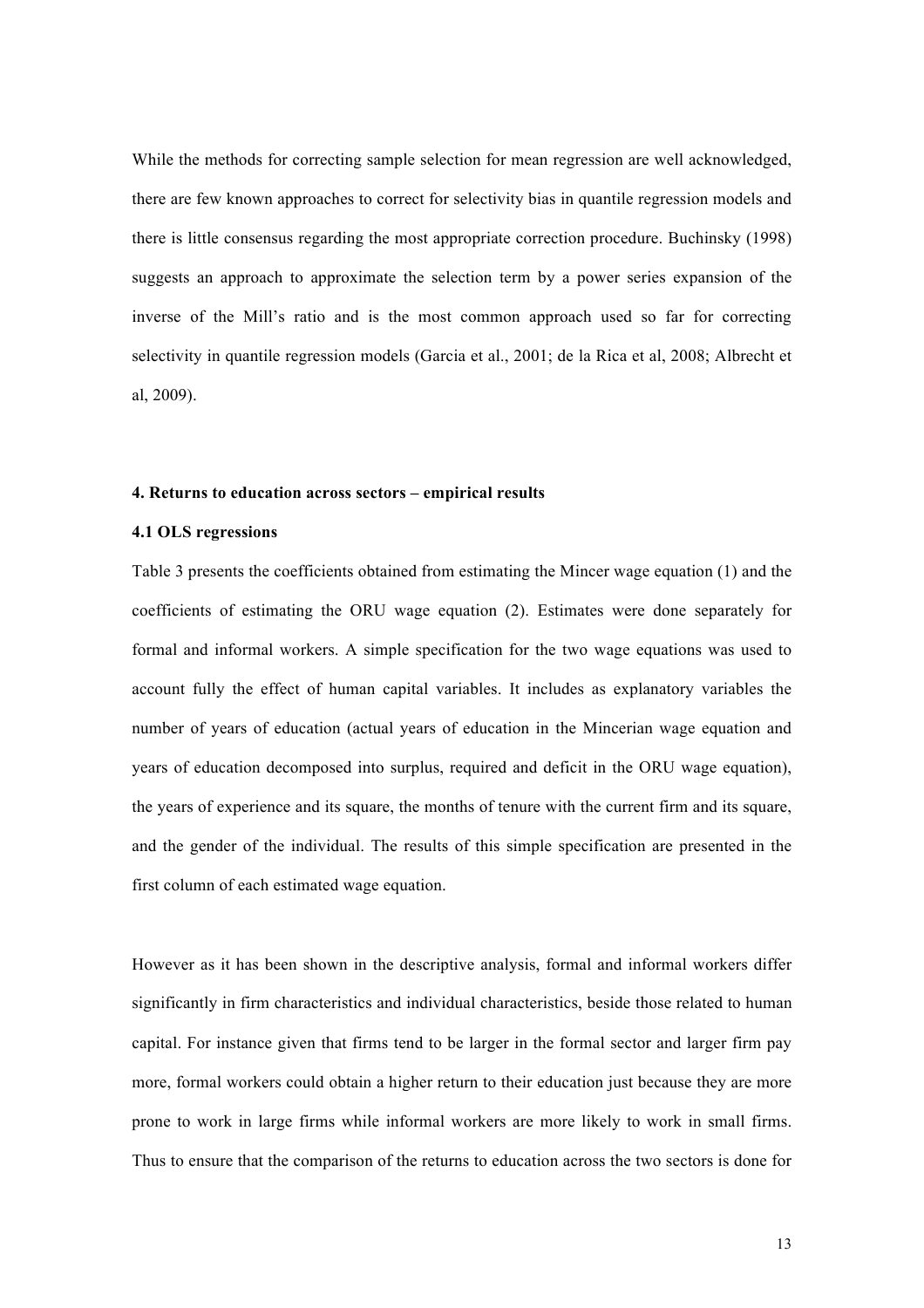While the methods for correcting sample selection for mean regression are well acknowledged, there are few known approaches to correct for selectivity bias in quantile regression models and there is little consensus regarding the most appropriate correction procedure. Buchinsky (1998) suggests an approach to approximate the selection term by a power series expansion of the inverse of the Mill's ratio and is the most common approach used so far for correcting selectivity in quantile regression models (Garcia et al., 2001; de la Rica et al, 2008; Albrecht et al, 2009).

## 4. Returns to education across sectors – empirical results

### 4.1 OLS regressions

Table 3 presents the coefficients obtained from estimating the Mincer wage equation (1) and the coefficients of estimating the ORU wage equation (2). Estimates were done separately for formal and informal workers. A simple specification for the two wage equations was used to account fully the effect of human capital variables. It includes as explanatory variables the number of years of education (actual years of education in the Mincerian wage equation and years of education decomposed into surplus, required and deficit in the ORU wage equation), the years of experience and its square, the months of tenure with the current firm and its square, and the gender of the individual. The results of this simple specification are presented in the first column of each estimated wage equation.

However as it has been shown in the descriptive analysis, formal and informal workers differ significantly in firm characteristics and individual characteristics, beside those related to human capital. For instance given that firms tend to be larger in the formal sector and larger firm pay more, formal workers could obtain a higher return to their education just because they are more prone to work in large firms while informal workers are more likely to work in small firms. Thus to ensure that the comparison of the returns to education across the two sectors is done for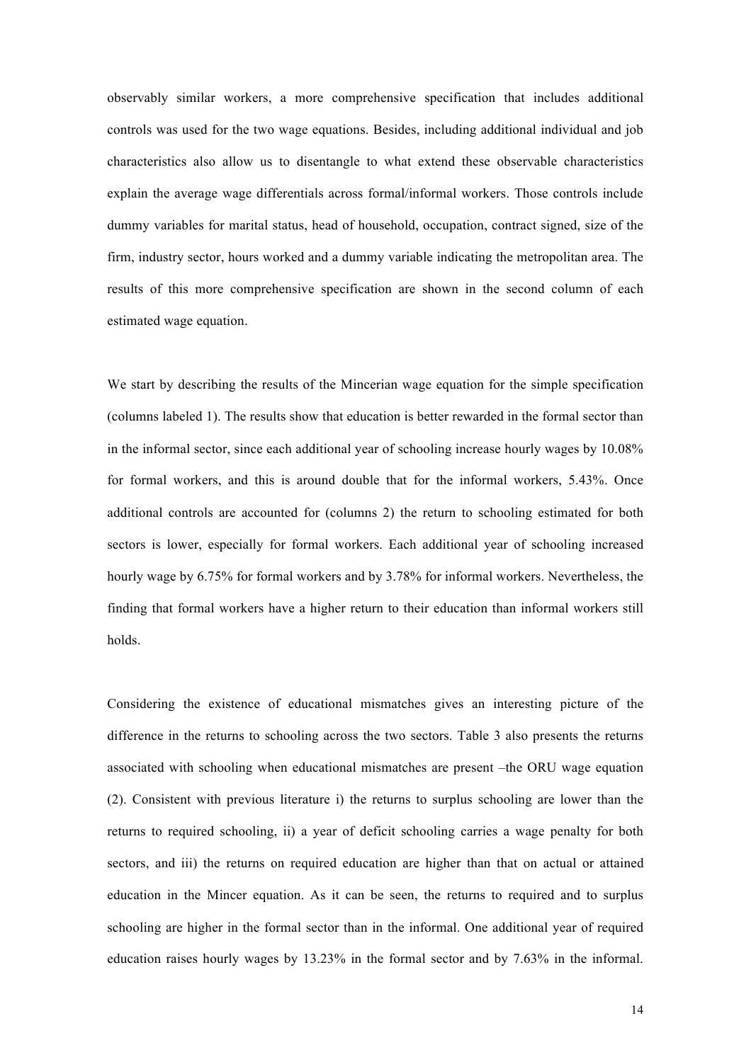observably similar workers, a more comprehensive specification that includes additional controls was used for the two wage equations. Besides, including additional individual and job characteristics also allow us to disentangle to what extend these observable characteristics explain the average wage differentials across formal/informal workers. Those controls include dummy variables for marital status, head of household, occupation, contract signed, size of the firm, industry sector, hours worked and a dummy variable indicating the metropolitan area. The results of this more comprehensive specification are shown in the second column of each estimated wage equation.

We start by describing the results of the Mincerian wage equation for the simple specification (columns labeled 1). The results show that education is better rewarded in the formal sector than in the informal sector, since each additional year of schooling increase hourly wages by 10.08% for formal workers, and this is around double that for the informal workers, 5.43%. Once additional controls are accounted for (columns 2) the return to schooling estimated for both sectors is lower, especially for formal workers. Each additional year of schooling increased hourly wage by 6.75% for formal workers and by 3.78% for informal workers. Nevertheless, the finding that formal workers have a higher return to their education than informal workers still holds.

Considering the existence of educational mismatches gives an interesting picture of the difference in the returns to schooling across the two sectors. Table 3 also presents the returns associated with schooling when educational mismatches are present –the ORU wage equation (2). Consistent with previous literature i) the returns to surplus schooling are lower than the returns to required schooling, ii) a year of deficit schooling carries a wage penalty for both sectors, and iii) the returns on required education are higher than that on actual or attained education in the Mincer equation. As it can be seen, the returns to required and to surplus schooling are higher in the formal sector than in the informal. One additional year of required education raises hourly wages by 13.23% in the formal sector and by 7.63% in the informal.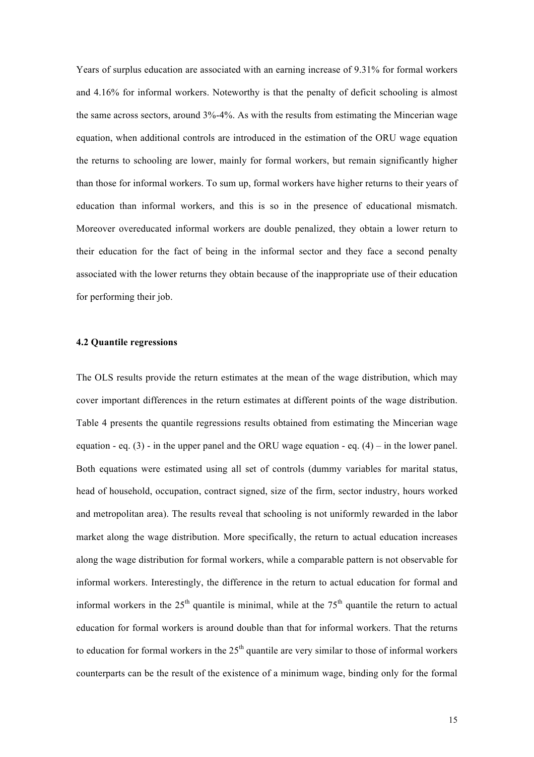Years of surplus education are associated with an earning increase of 9.31% for formal workers and 4.16% for informal workers. Noteworthy is that the penalty of deficit schooling is almost the same across sectors, around 3%-4%. As with the results from estimating the Mincerian wage equation, when additional controls are introduced in the estimation of the ORU wage equation the returns to schooling are lower, mainly for formal workers, but remain significantly higher than those for informal workers. To sum up, formal workers have higher returns to their years of education than informal workers, and this is so in the presence of educational mismatch. Moreover overeducated informal workers are double penalized, they obtain a lower return to their education for the fact of being in the informal sector and they face a second penalty associated with the lower returns they obtain because of the inappropriate use of their education for performing their job.

### 4.2 Quantile regressions

The OLS results provide the return estimates at the mean of the wage distribution, which may cover important differences in the return estimates at different points of the wage distribution. Table 4 presents the quantile regressions results obtained from estimating the Mincerian wage equation - eq. (3) - in the upper panel and the ORU wage equation - eq. (4) – in the lower panel. Both equations were estimated using all set of controls (dummy variables for marital status, head of household, occupation, contract signed, size of the firm, sector industry, hours worked and metropolitan area). The results reveal that schooling is not uniformly rewarded in the labor market along the wage distribution. More specifically, the return to actual education increases along the wage distribution for formal workers, while a comparable pattern is not observable for informal workers. Interestingly, the difference in the return to actual education for formal and informal workers in the 25th quantile is minimal, while at the 75th quantile the return to actual education for formal workers is around double than that for informal workers. That the returns to education for formal workers in the 25th quantile are very similar to those of informal workers counterparts can be the result of the existence of a minimum wage, binding only for the formal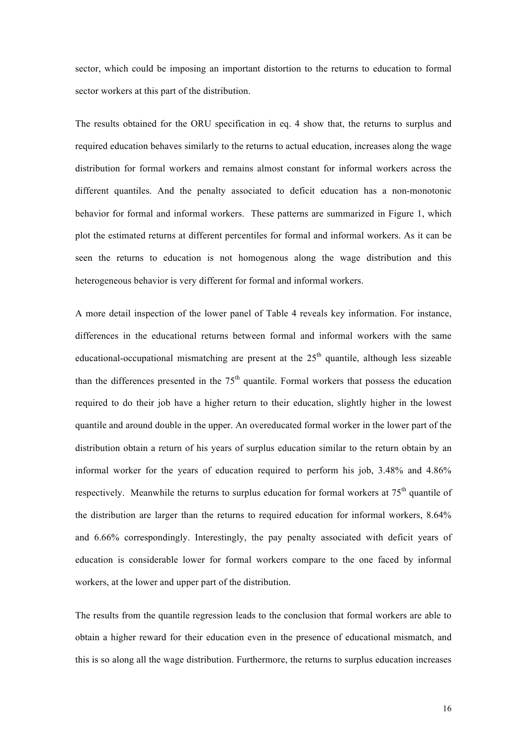sector, which could be imposing an important distortion to the returns to education to formal sector workers at this part of the distribution.

The results obtained for the ORU specification in eq. 4 show that, the returns to surplus and required education behaves similarly to the returns to actual education, increases along the wage distribution for formal workers and remains almost constant for informal workers across the different quantiles. And the penalty associated to deficit education has a non-monotonic behavior for formal and informal workers. These patterns are summarized in Figure 1, which plot the estimated returns at different percentiles for formal and informal workers. As it can be seen the returns to education is not homogenous along the wage distribution and this heterogeneous behavior is very different for formal and informal workers.

A more detail inspection of the lower panel of Table 4 reveals key information. For instance, differences in the educational returns between formal and informal workers with the same educational-occupational mismatching are present at the 25th quantile, although less sizeable than the differences presented in the 75th quantile. Formal workers that possess the education required to do their job have a higher return to their education, slightly higher in the lowest quantile and around double in the upper. An overeducated formal worker in the lower part of the distribution obtain a return of his years of surplus education similar to the return obtain by an informal worker for the years of education required to perform his job, 3.48% and 4.86% respectively. Meanwhile the returns to surplus education for formal workers at 75th quantile of the distribution are larger than the returns to required education for informal workers, 8.64% and 6.66% correspondingly. Interestingly, the pay penalty associated with deficit years of education is considerable lower for formal workers compare to the one faced by informal workers, at the lower and upper part of the distribution.

The results from the quantile regression leads to the conclusion that formal workers are able to obtain a higher reward for their education even in the presence of educational mismatch, and this is so along all the wage distribution. Furthermore, the returns to surplus education increases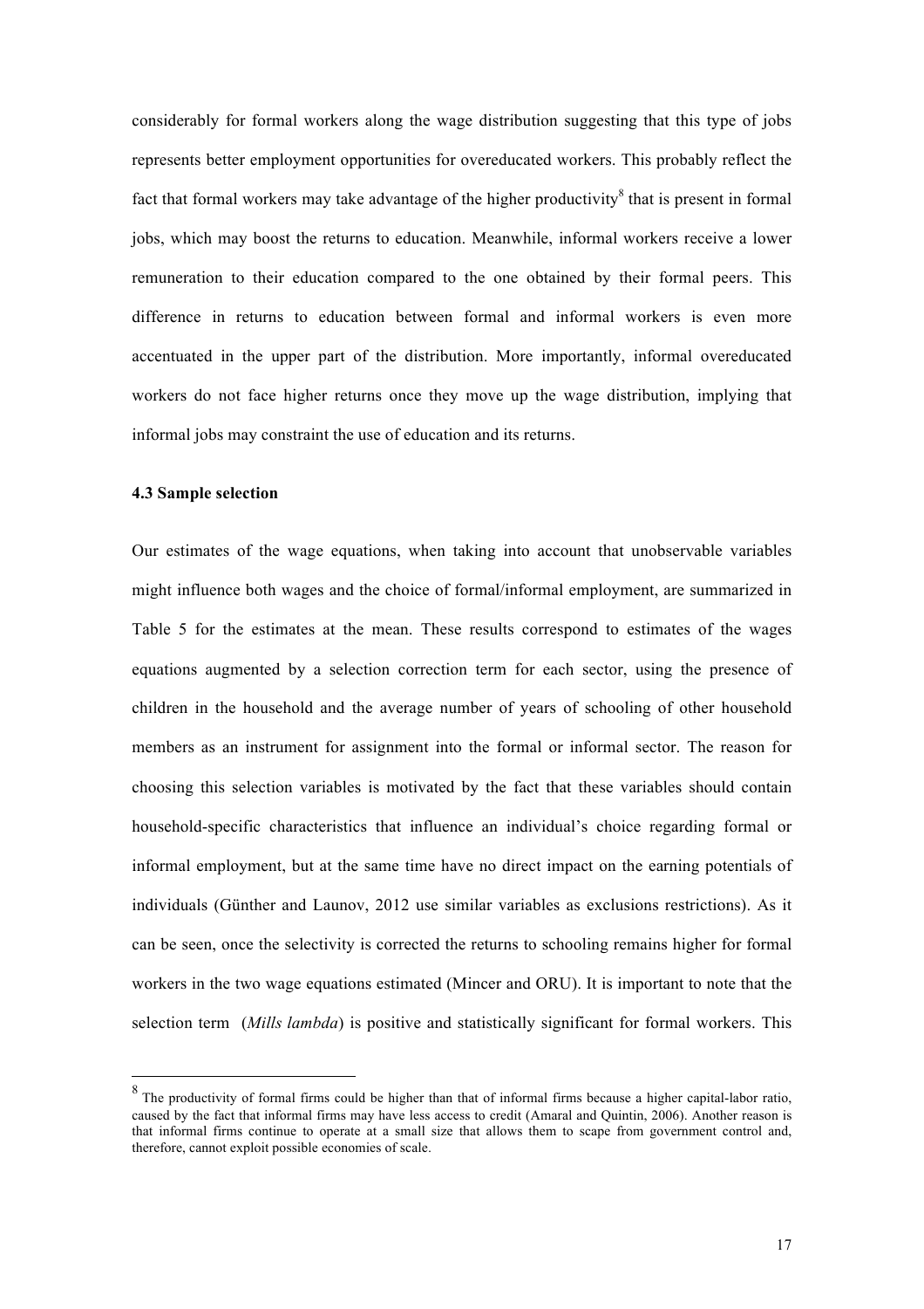considerably for formal workers along the wage distribution suggesting that this type of jobs represents better employment opportunities for overeducated workers. This probably reflect the fact that formal workers may take advantage of the higher productivity[8] that is present in formal jobs, which may boost the returns to education. Meanwhile, informal workers receive a lower remuneration to their education compared to the one obtained by their formal peers. This difference in returns to education between formal and informal workers is even more accentuated in the upper part of the distribution. More importantly, informal overeducated workers do not face higher returns once they move up the wage distribution, implying that informal jobs may constraint the use of education and its returns.

### 4.3 Sample selection

Our estimates of the wage equations, when taking into account that unobservable variables might influence both wages and the choice of formal/informal employment, are summarized in Table 5 for the estimates at the mean. These results correspond to estimates of the wages equations augmented by a selection correction term for each sector, using the presence of children in the household and the average number of years of schooling of other household members as an instrument for assignment into the formal or informal sector. The reason for choosing this selection variables is motivated by the fact that these variables should contain household-specific characteristics that influence an individual's choice regarding formal or informal employment, but at the same time have no direct impact on the earning potentials of individuals (Günther and Launov, 2012 use similar variables as exclusions restrictions). As it can be seen, once the selectivity is corrected the returns to schooling remains higher for formal workers in the two wage equations estimated (Mincer and ORU). It is important to note that the selection term (*Mills lambda*) is positive and statistically significant for formal workers. This

---

[8] The productivity of formal firms could be higher than that of informal firms because a higher capital-labor ratio, caused by the fact that informal firms may have less access to credit (Amaral and Quintin, 2006). Another reason is that informal firms continue to operate at a small size that allows them to scape from government control and, therefore, cannot exploit possible economies of scale.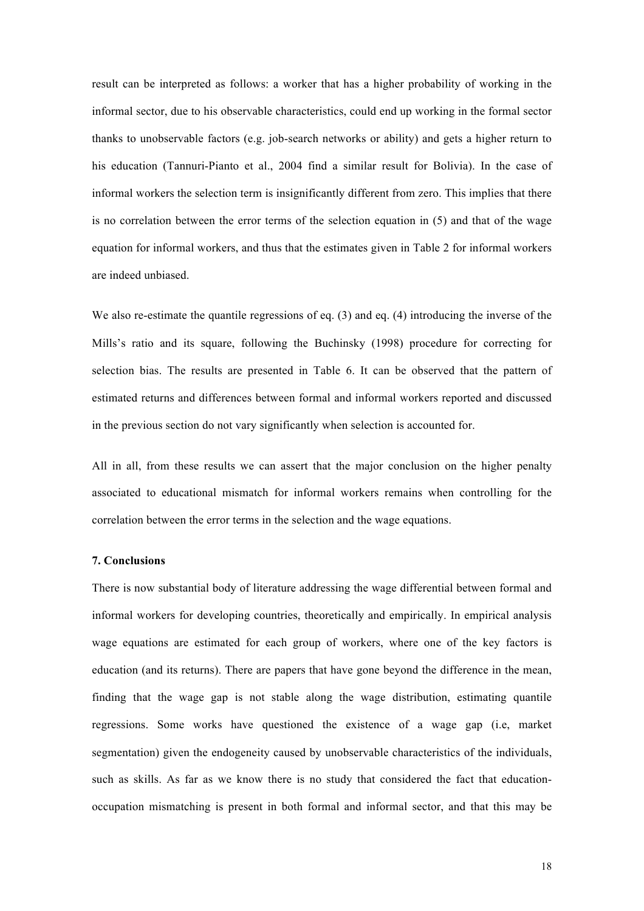result can be interpreted as follows: a worker that has a higher probability of working in the informal sector, due to his observable characteristics, could end up working in the formal sector thanks to unobservable factors (e.g. job-search networks or ability) and gets a higher return to his education (Tannuri-Pianto et al., 2004 find a similar result for Bolivia). In the case of informal workers the selection term is insignificantly different from zero. This implies that there is no correlation between the error terms of the selection equation in (5) and that of the wage equation for informal workers, and thus that the estimates given in Table 2 for informal workers are indeed unbiased.

We also re-estimate the quantile regressions of eq. (3) and eq. (4) introducing the inverse of the Mills's ratio and its square, following the Buchinsky (1998) procedure for correcting for selection bias. The results are presented in Table 6. It can be observed that the pattern of estimated returns and differences between formal and informal workers reported and discussed in the previous section do not vary significantly when selection is accounted for.

All in all, from these results we can assert that the major conclusion on the higher penalty associated to educational mismatch for informal workers remains when controlling for the correlation between the error terms in the selection and the wage equations.

## 7. Conclusions

There is now substantial body of literature addressing the wage differential between formal and informal workers for developing countries, theoretically and empirically. In empirical analysis wage equations are estimated for each group of workers, where one of the key factors is education (and its returns). There are papers that have gone beyond the difference in the mean, finding that the wage gap is not stable along the wage distribution, estimating quantile regressions. Some works have questioned the existence of a wage gap (i.e, market segmentation) given the endogeneity caused by unobservable characteristics of the individuals, such as skills. As far as we know there is no study that considered the fact that education-occupation mismatching is present in both formal and informal sector, and that this may be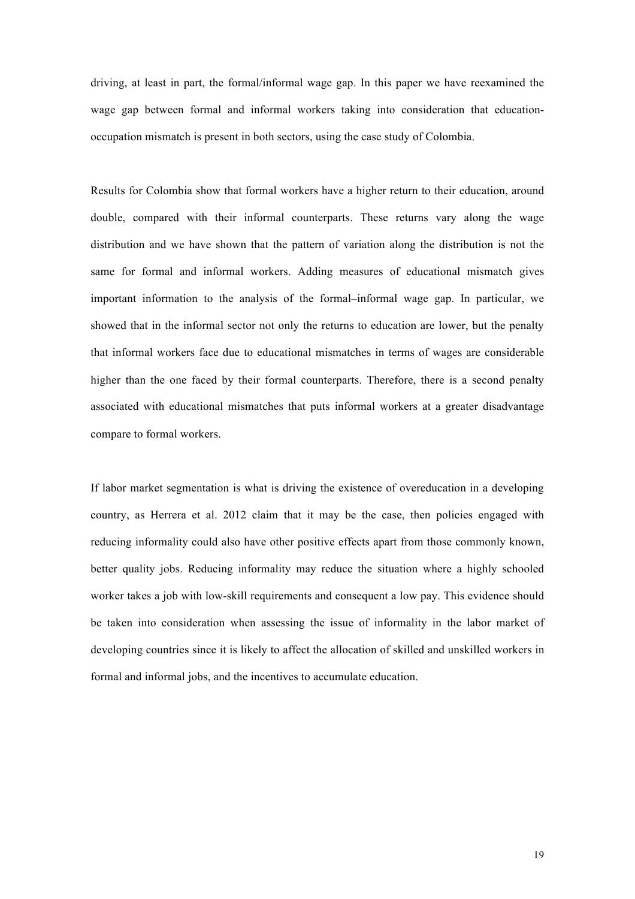driving, at least in part, the formal/informal wage gap. In this paper we have reexamined the wage gap between formal and informal workers taking into consideration that education-occupation mismatch is present in both sectors, using the case study of Colombia.

Results for Colombia show that formal workers have a higher return to their education, around double, compared with their informal counterparts. These returns vary along the wage distribution and we have shown that the pattern of variation along the distribution is not the same for formal and informal workers. Adding measures of educational mismatch gives important information to the analysis of the formal–informal wage gap. In particular, we showed that in the informal sector not only the returns to education are lower, but the penalty that informal workers face due to educational mismatches in terms of wages are considerable higher than the one faced by their formal counterparts. Therefore, there is a second penalty associated with educational mismatches that puts informal workers at a greater disadvantage compare to formal workers.

If labor market segmentation is what is driving the existence of overeducation in a developing country, as Herrera et al. 2012 claim that it may be the case, then policies engaged with reducing informality could also have other positive effects apart from those commonly known, better quality jobs. Reducing informality may reduce the situation where a highly schooled worker takes a job with low-skill requirements and consequent a low pay. This evidence should be taken into consideration when assessing the issue of informality in the labor market of developing countries since it is likely to affect the allocation of skilled and unskilled workers in formal and informal jobs, and the incentives to accumulate education.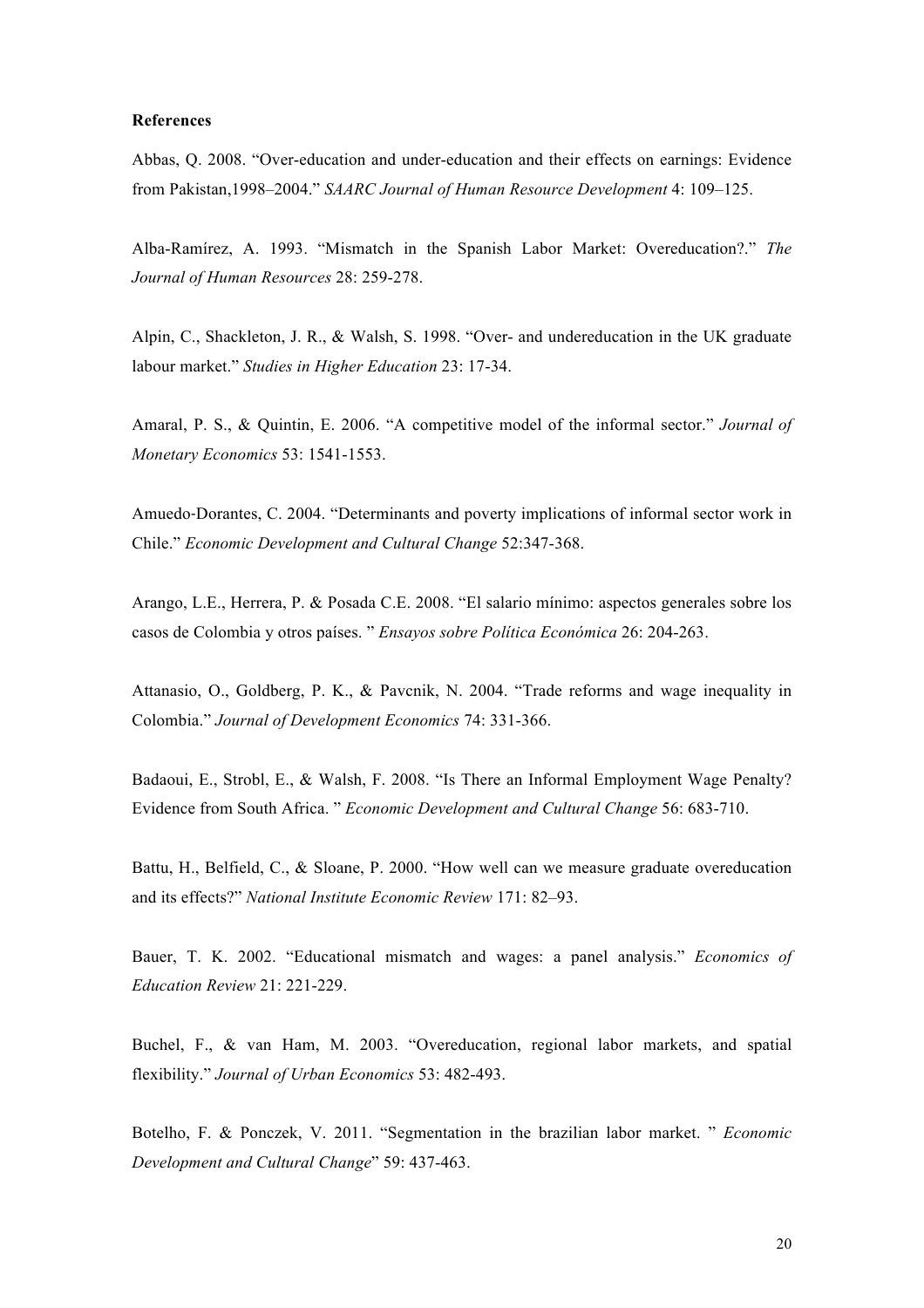**References**

Abbas, Q. 2008. “Over-education and under-education and their effects on earnings: Evidence from Pakistan,1998–2004.” *SAARC Journal of Human Resource Development* 4: 109–125.

Alba-Ramírez, A. 1993. “Mismatch in the Spanish Labor Market: Overeducation?.” *The Journal of Human Resources* 28: 259-278.

Alpin, C., Shackleton, J. R., & Walsh, S. 1998. “Over- and undereducation in the UK graduate labour market.” *Studies in Higher Education* 23: 17-34.

Amaral, P. S., & Quintin, E. 2006. “A competitive model of the informal sector.” *Journal of Monetary Economics* 53: 1541-1553.

Amuedo-Dorantes, C. 2004. “Determinants and poverty implications of informal sector work in Chile.” *Economic Development and Cultural Change* 52:347-368.

Arango, L.E., Herrera, P. & Posada C.E. 2008. “El salario mínimo: aspectos generales sobre los casos de Colombia y otros países. ” *Ensayos sobre Política Económica* 26: 204-263.

Attanasio, O., Goldberg, P. K., & Pavcnik, N. 2004. “Trade reforms and wage inequality in Colombia.” *Journal of Development Economics* 74: 331-366.

Badaoui, E., Strobl, E., & Walsh, F. 2008. “Is There an Informal Employment Wage Penalty? Evidence from South Africa. ” *Economic Development and Cultural Change* 56: 683-710.

Battu, H., Belfield, C., & Sloane, P. 2000. “How well can we measure graduate overeducation and its effects?” *National Institute Economic Review* 171: 82–93.

Bauer, T. K. 2002. “Educational mismatch and wages: a panel analysis.” *Economics of Education Review* 21: 221-229.

Buchel, F., & van Ham, M. 2003. “Overeducation, regional labor markets, and spatial flexibility.” *Journal of Urban Economics* 53: 482-493.

Botelho, F. & Ponczek, V. 2011. “Segmentation in the brazilian labor market. ” *Economic Development and Cultural Change*” 59: 437-463.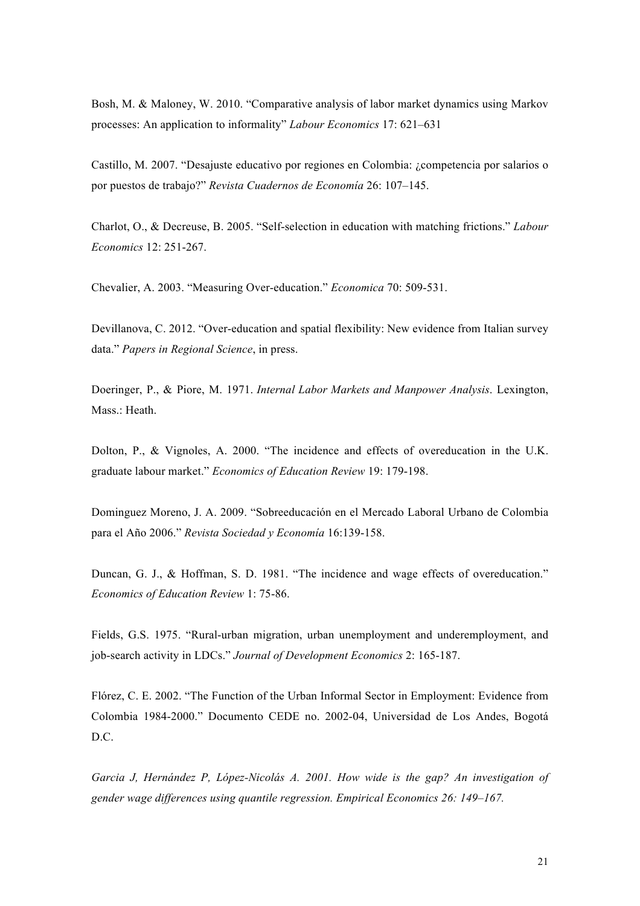Bosh, M. & Maloney, W. 2010. "Comparative analysis of labor market dynamics using Markov processes: An application to informality" *Labour Economics* 17: 621–631

Castillo, M. 2007. "Desajuste educativo por regiones en Colombia: ¿competencia por salarios o por puestos de trabajo?" *Revista Cuadernos de Economía* 26: 107–145.

Charlot, O., & Decreuse, B. 2005. "Self-selection in education with matching frictions." *Labour Economics* 12: 251-267.

Chevalier, A. 2003. "Measuring Over-education." *Economica* 70: 509-531.

Devillanova, C. 2012. "Over-education and spatial flexibility: New evidence from Italian survey data." *Papers in Regional Science*, in press.

Doeringer, P., & Piore, M. 1971. *Internal Labor Markets and Manpower Analysis*. Lexington, Mass.: Heath.

Dolton, P., & Vignoles, A. 2000. "The incidence and effects of overeducation in the U.K. graduate labour market." *Economics of Education Review* 19: 179-198.

Dominguez Moreno, J. A. 2009. "Sobreeducación en el Mercado Laboral Urbano de Colombia para el Año 2006." *Revista Sociedad y Economía* 16:139-158.

Duncan, G. J., & Hoffman, S. D. 1981. "The incidence and wage effects of overeducation." *Economics of Education Review* 1: 75-86.

Fields, G.S. 1975. "Rural-urban migration, urban unemployment and underemployment, and job-search activity in LDCs." *Journal of Development Economics* 2: 165-187.

Flórez, C. E. 2002. "The Function of the Urban Informal Sector in Employment: Evidence from Colombia 1984-2000." Documento CEDE no. 2002-04, Universidad de Los Andes, Bogotá D.C.

*Garcia J, Hernández P, López-Nicolás A. 2001. How wide is the gap? An investigation of gender wage differences using quantile regression. Empirical Economics 26: 149–167.*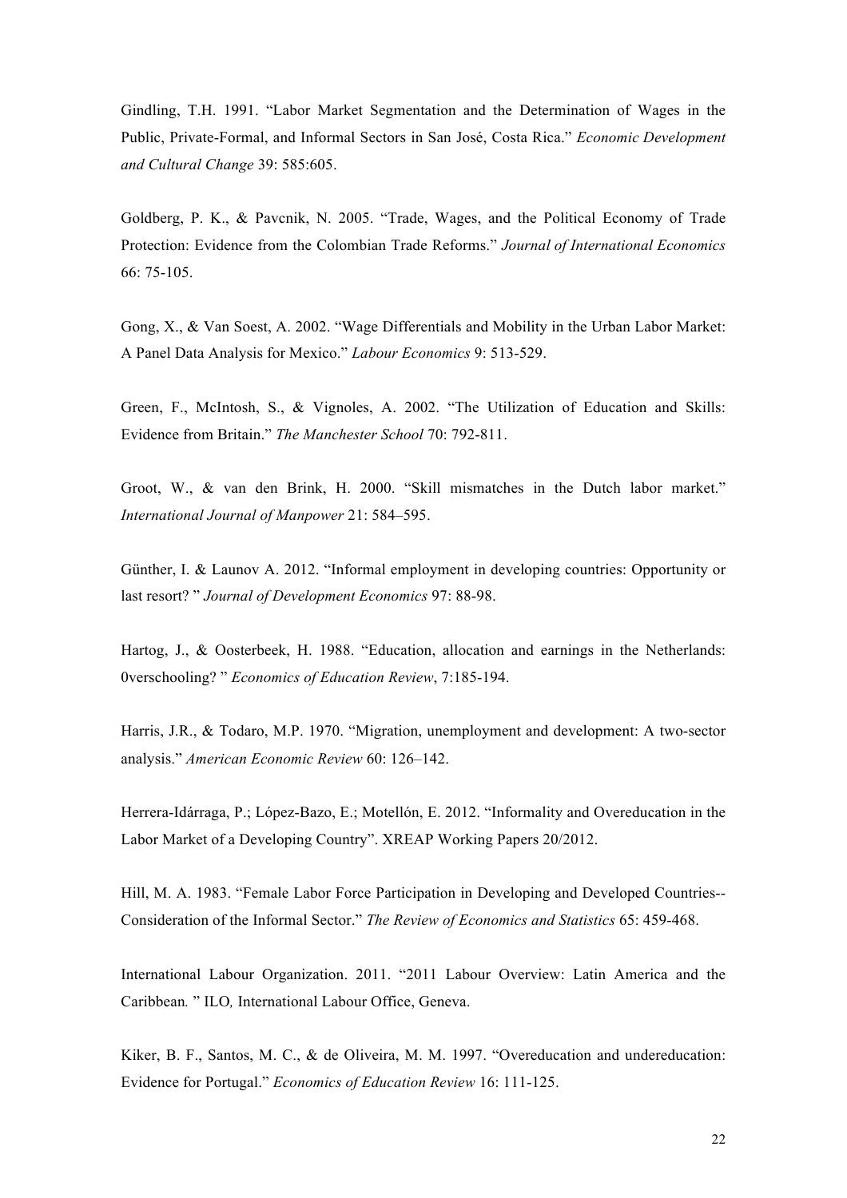Gindling, T.H. 1991. "Labor Market Segmentation and the Determination of Wages in the Public, Private-Formal, and Informal Sectors in San José, Costa Rica." *Economic Development and Cultural Change* 39: 585:605.

Goldberg, P. K., & Pavcnik, N. 2005. "Trade, Wages, and the Political Economy of Trade Protection: Evidence from the Colombian Trade Reforms." *Journal of International Economics* 66: 75-105.

Gong, X., & Van Soest, A. 2002. "Wage Differentials and Mobility in the Urban Labor Market: A Panel Data Analysis for Mexico." *Labour Economics* 9: 513-529.

Green, F., McIntosh, S., & Vignoles, A. 2002. "The Utilization of Education and Skills: Evidence from Britain." *The Manchester School* 70: 792-811.

Groot, W., & van den Brink, H. 2000. "Skill mismatches in the Dutch labor market." *International Journal of Manpower* 21: 584–595.

Günther, I. & Launov A. 2012. "Informal employment in developing countries: Opportunity or last resort? " *Journal of Development Economics* 97: 88-98.

Hartog, J., & Oosterbeek, H. 1988. "Education, allocation and earnings in the Netherlands: 0verschooling? " *Economics of Education Review*, 7:185-194.

Harris, J.R., & Todaro, M.P. 1970. "Migration, unemployment and development: A two-sector analysis." *American Economic Review* 60: 126–142.

Herrera-Idárraga, P.; López-Bazo, E.; Motellón, E. 2012. "Informality and Overeducation in the Labor Market of a Developing Country". XREAP Working Papers 20/2012.

Hill, M. A. 1983. "Female Labor Force Participation in Developing and Developed Countries--Consideration of the Informal Sector." *The Review of Economics and Statistics* 65: 459-468.

International Labour Organization. 2011. "2011 Labour Overview: Latin America and the Caribbean*.* " ILO*,* International Labour Office, Geneva.

Kiker, B. F., Santos, M. C., & de Oliveira, M. M. 1997. "Overeducation and undereducation: Evidence for Portugal." *Economics of Education Review* 16: 111-125.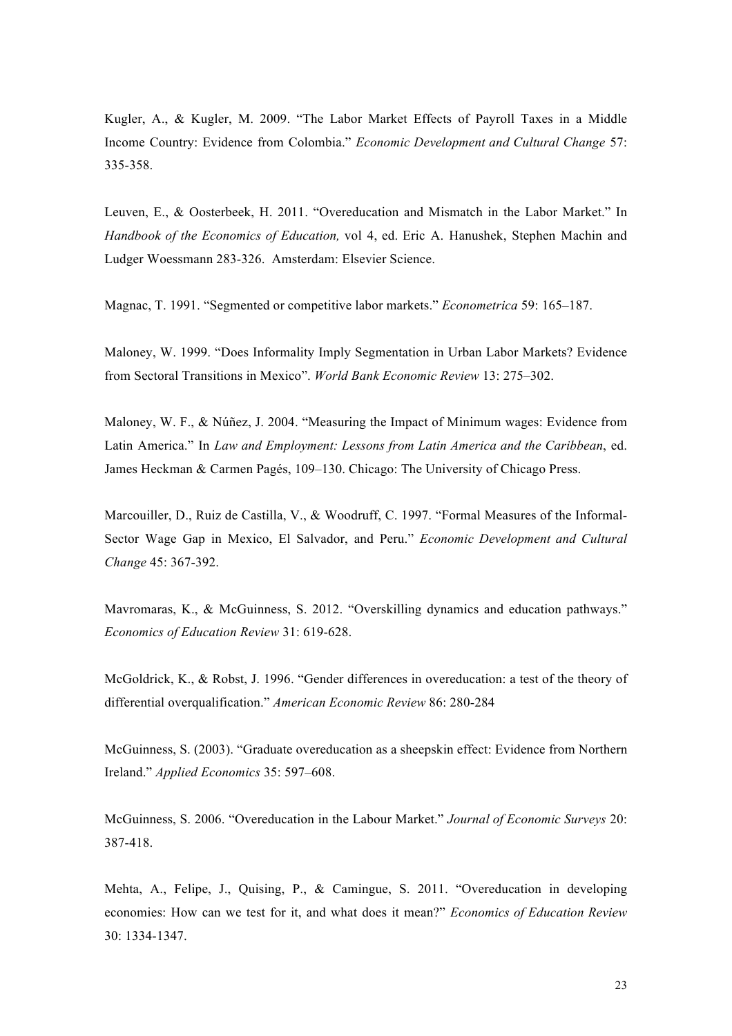Kugler, A., & Kugler, M. 2009. "The Labor Market Effects of Payroll Taxes in a Middle Income Country: Evidence from Colombia." *Economic Development and Cultural Change* 57: 335-358.

Leuven, E., & Oosterbeek, H. 2011. "Overeducation and Mismatch in the Labor Market." In *Handbook of the Economics of Education,* vol 4, ed. Eric A. Hanushek, Stephen Machin and Ludger Woessmann 283-326. Amsterdam: Elsevier Science.

Magnac, T. 1991. "Segmented or competitive labor markets." *Econometrica* 59: 165–187.

Maloney, W. 1999. "Does Informality Imply Segmentation in Urban Labor Markets? Evidence from Sectoral Transitions in Mexico". *World Bank Economic Review* 13: 275–302.

Maloney, W. F., & Núñez, J. 2004. "Measuring the Impact of Minimum wages: Evidence from Latin America." In *Law and Employment: Lessons from Latin America and the Caribbean*, ed. James Heckman & Carmen Pagés, 109–130. Chicago: The University of Chicago Press.

Marcouiller, D., Ruiz de Castilla, V., & Woodruff, C. 1997. "Formal Measures of the Informal-Sector Wage Gap in Mexico, El Salvador, and Peru." *Economic Development and Cultural Change* 45: 367-392.

Mavromaras, K., & McGuinness, S. 2012. "Overskilling dynamics and education pathways." *Economics of Education Review* 31: 619-628.

McGoldrick, K., & Robst, J. 1996. "Gender differences in overeducation: a test of the theory of differential overqualification." *American Economic Review* 86: 280-284

McGuinness, S. (2003). "Graduate overeducation as a sheepskin effect: Evidence from Northern Ireland." *Applied Economics* 35: 597–608.

McGuinness, S. 2006. "Overeducation in the Labour Market." *Journal of Economic Surveys* 20: 387-418.

Mehta, A., Felipe, J., Quising, P., & Camingue, S. 2011. "Overeducation in developing economies: How can we test for it, and what does it mean?" *Economics of Education Review* 30: 1334-1347.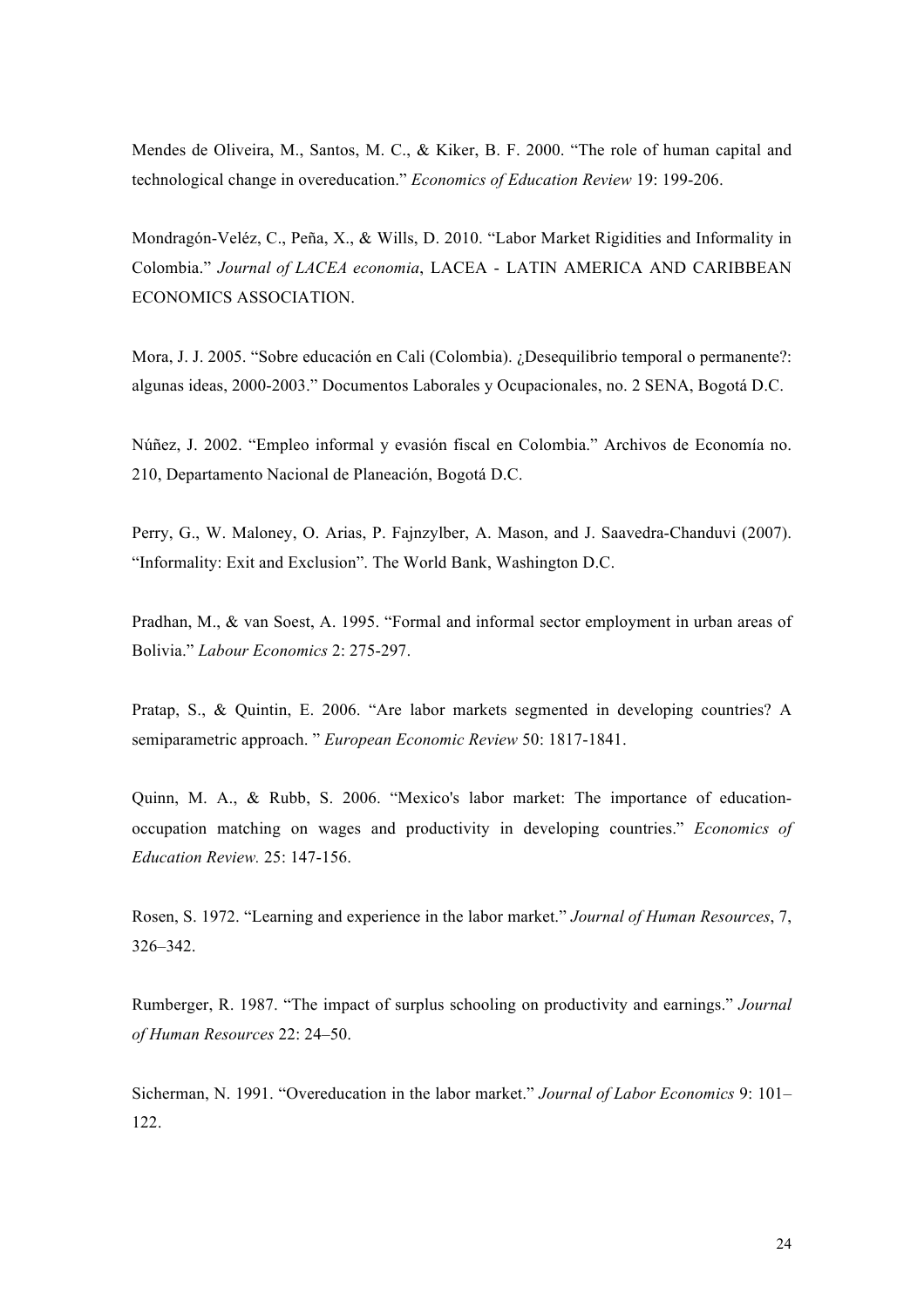Mendes de Oliveira, M., Santos, M. C., & Kiker, B. F. 2000. "The role of human capital and technological change in overeducation." *Economics of Education Review* 19: 199-206.

Mondragón-Veléz, C., Peña, X., & Wills, D. 2010. "Labor Market Rigidities and Informality in Colombia." *Journal of LACEA economia*, LACEA - LATIN AMERICA AND CARIBBEAN ECONOMICS ASSOCIATION.

Mora, J. J. 2005. "Sobre educación en Cali (Colombia). ¿Desequilibrio temporal o permanente?: algunas ideas, 2000-2003." Documentos Laborales y Ocupacionales, no. 2 SENA, Bogotá D.C.

Núñez, J. 2002. "Empleo informal y evasión fiscal en Colombia." Archivos de Economía no. 210, Departamento Nacional de Planeación, Bogotá D.C.

Perry, G., W. Maloney, O. Arias, P. Fajnzylber, A. Mason, and J. Saavedra-Chanduvi (2007). "Informality: Exit and Exclusion". The World Bank, Washington D.C.

Pradhan, M., & van Soest, A. 1995. "Formal and informal sector employment in urban areas of Bolivia." *Labour Economics* 2: 275-297.

Pratap, S., & Quintin, E. 2006. "Are labor markets segmented in developing countries? A semiparametric approach. " *European Economic Review* 50: 1817-1841.

Quinn, M. A., & Rubb, S. 2006. "Mexico's labor market: The importance of education-occupation matching on wages and productivity in developing countries." *Economics of Education Review.* 25: 147-156.

Rosen, S. 1972. "Learning and experience in the labor market." *Journal of Human Resources*, 7, 326–342.

Rumberger, R. 1987. "The impact of surplus schooling on productivity and earnings." *Journal of Human Resources* 22: 24–50.

Sicherman, N. 1991. "Overeducation in the labor market." *Journal of Labor Economics* 9: 101–122.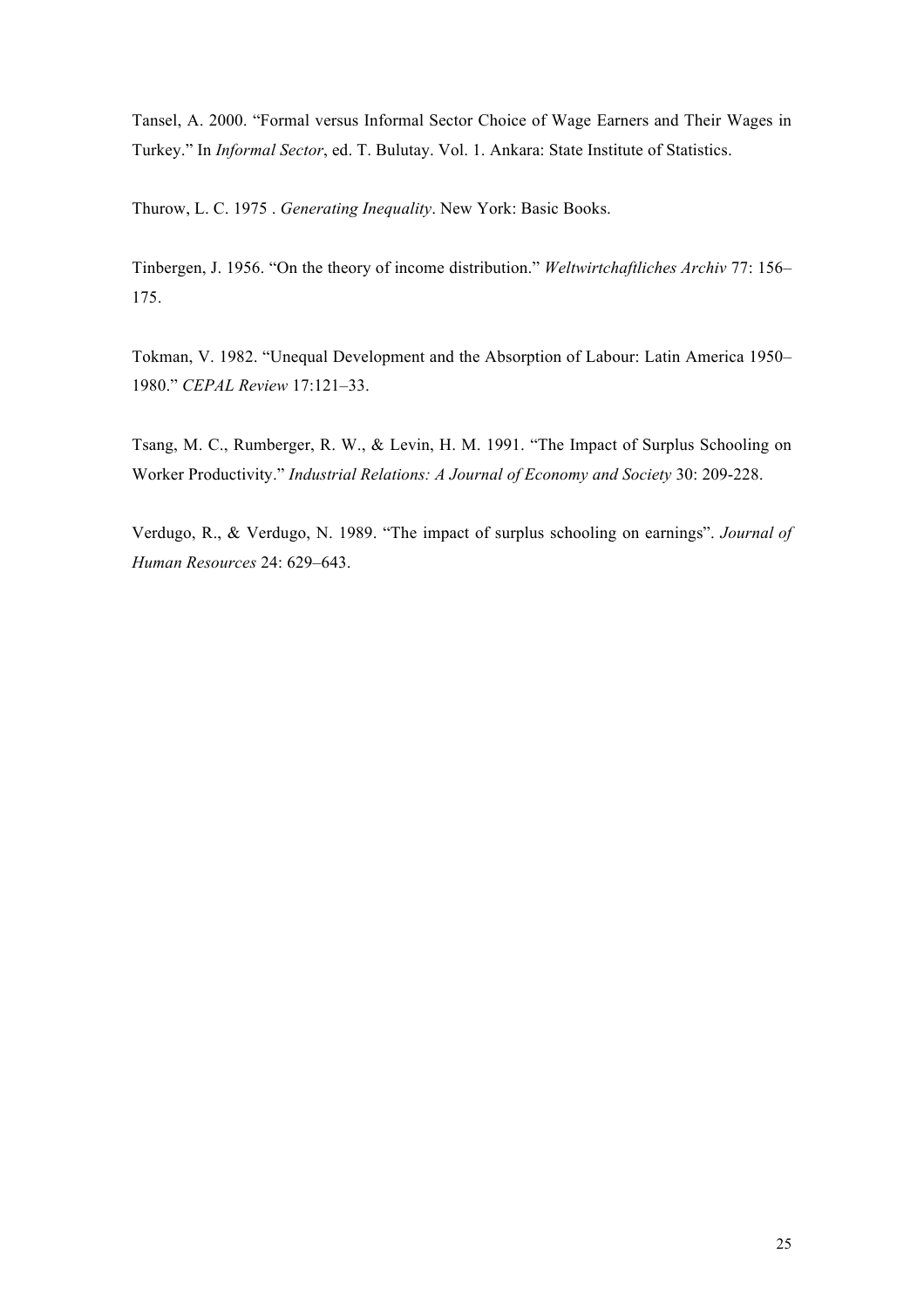Tansel, A. 2000. "Formal versus Informal Sector Choice of Wage Earners and Their Wages in Turkey." In *Informal Sector*, ed. T. Bulutay. Vol. 1. Ankara: State Institute of Statistics.

Thurow, L. C. 1975 . *Generating Inequality*. New York: Basic Books.

Tinbergen, J. 1956. "On the theory of income distribution." *Weltwirtchaftliches Archiv* 77: 156–175.

Tokman, V. 1982. "Unequal Development and the Absorption of Labour: Latin America 1950–1980." *CEPAL Review* 17:121–33.

Tsang, M. C., Rumberger, R. W., & Levin, H. M. 1991. "The Impact of Surplus Schooling on Worker Productivity." *Industrial Relations: A Journal of Economy and Society* 30: 209-228.

Verdugo, R., & Verdugo, N. 1989. "The impact of surplus schooling on earnings". *Journal of Human Resources* 24: 629–643.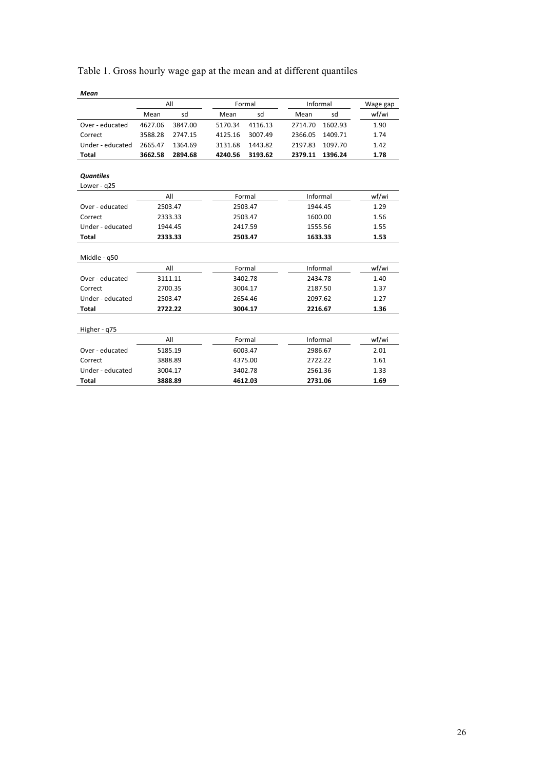Table 1. Gross hourly wage gap at the mean and at different quantiles

***Mean***

| | All | | Formal | | Informal | | Wage gap |
|---|---|---|---|---|---|---|---|
| | Mean | sd | Mean | sd | Mean | sd | wf/wi |
| Over - educated | 4627.06 | 3847.00 | 5170.34 | 4116.13 | 2714.70 | 1602.93 | 1.90 |
| Correct | 3588.28 | 2747.15 | 4125.16 | 3007.49 | 2366.05 | 1409.71 | 1.74 |
| Under - educated | 2665.47 | 1364.69 | 3131.68 | 1443.82 | 2197.83 | 1097.70 | 1.42 |
| **Total** | **3662.58** | **2894.68** | **4240.56** | **3193.62** | **2379.11** | **1396.24** | **1.78** |

***Quantiles***

Lower - q25

| | All | Formal | Informal | wf/wi |
|---|---|---|---|---|
| Over - educated | 2503.47 | 2503.47 | 1944.45 | 1.29 |
| Correct | 2333.33 | 2503.47 | 1600.00 | 1.56 |
| Under - educated | 1944.45 | 2417.59 | 1555.56 | 1.55 |
| **Total** | **2333.33** | **2503.47** | **1633.33** | **1.53** |

Middle - q50

| | All | Formal | Informal | wf/wi |
|---|---|---|---|---|
| Over - educated | 3111.11 | 3402.78 | 2434.78 | 1.40 |
| Correct | 2700.35 | 3004.17 | 2187.50 | 1.37 |
| Under - educated | 2503.47 | 2654.46 | 2097.62 | 1.27 |
| **Total** | **2722.22** | **3004.17** | **2216.67** | **1.36** |

Higher - q75

| | All | Formal | Informal | wf/wi |
|---|---|---|---|---|
| Over - educated | 5185.19 | 6003.47 | 2986.67 | 2.01 |
| Correct | 3888.89 | 4375.00 | 2722.22 | 1.61 |
| Under - educated | 3004.17 | 3402.78 | 2561.36 | 1.33 |
| **Total** | **3888.89** | **4612.03** | **2731.06** | **1.69** |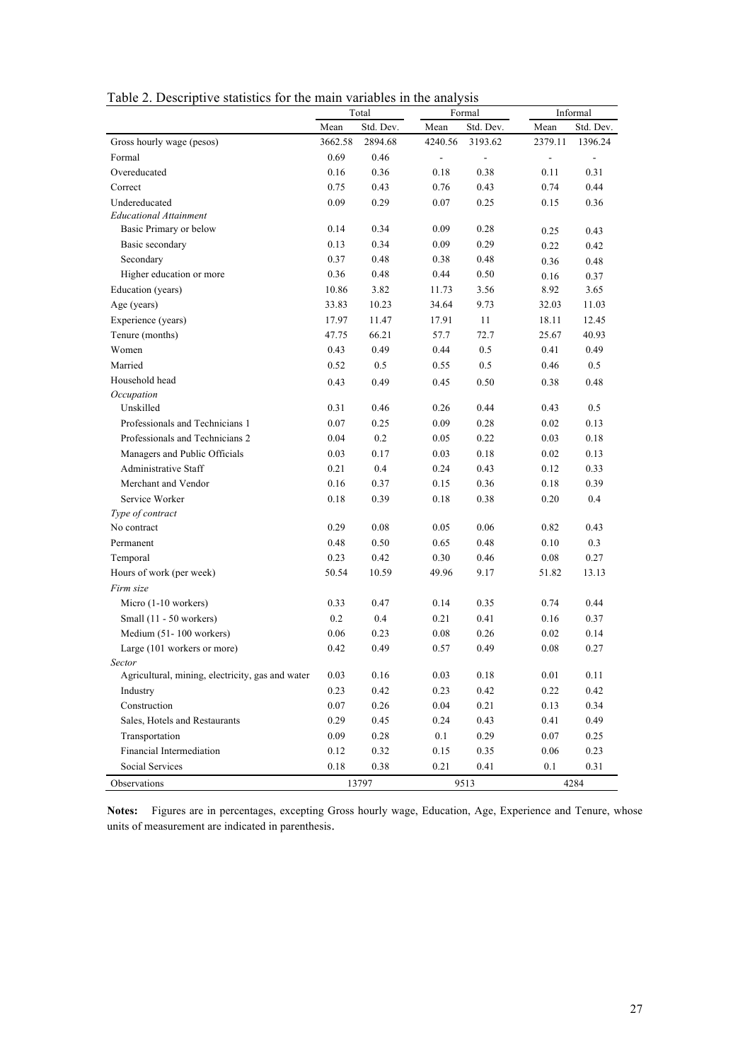Table 2. Descriptive statistics for the main variables in the analysis

| | Total | | Formal | | Informal | |
|---|---|---|---|---|---|---|
| | Mean | Std. Dev. | Mean | Std. Dev. | Mean | Std. Dev. |
| Gross hourly wage (pesos) | 3662.58 | 2894.68 | 4240.56 | 3193.62 | 2379.11 | 1396.24 |
| Formal | 0.69 | 0.46 | - | - | - | - |
| Overeducated | 0.16 | 0.36 | 0.18 | 0.38 | 0.11 | 0.31 |
| Correct | 0.75 | 0.43 | 0.76 | 0.43 | 0.74 | 0.44 |
| Undereducated | 0.09 | 0.29 | 0.07 | 0.25 | 0.15 | 0.36 |
| *Educational Attainment* | | | | | | |
| Basic Primary or below | 0.14 | 0.34 | 0.09 | 0.28 | 0.25 | 0.43 |
| Basic secondary | 0.13 | 0.34 | 0.09 | 0.29 | 0.22 | 0.42 |
| Secondary | 0.37 | 0.48 | 0.38 | 0.48 | 0.36 | 0.48 |
| Higher education or more | 0.36 | 0.48 | 0.44 | 0.50 | 0.16 | 0.37 |
| Education (years) | 10.86 | 3.82 | 11.73 | 3.56 | 8.92 | 3.65 |
| Age (years) | 33.83 | 10.23 | 34.64 | 9.73 | 32.03 | 11.03 |
| Experience (years) | 17.97 | 11.47 | 17.91 | 11 | 18.11 | 12.45 |
| Tenure (months) | 47.75 | 66.21 | 57.7 | 72.7 | 25.67 | 40.93 |
| Women | 0.43 | 0.49 | 0.44 | 0.5 | 0.41 | 0.49 |
| Married | 0.52 | 0.5 | 0.55 | 0.5 | 0.46 | 0.5 |
| Household head | 0.43 | 0.49 | 0.45 | 0.50 | 0.38 | 0.48 |
| *Occupation* | | | | | | |
| Unskilled | 0.31 | 0.46 | 0.26 | 0.44 | 0.43 | 0.5 |
| Professionals and Technicians 1 | 0.07 | 0.25 | 0.09 | 0.28 | 0.02 | 0.13 |
| Professionals and Technicians 2 | 0.04 | 0.2 | 0.05 | 0.22 | 0.03 | 0.18 |
| Managers and Public Officials | 0.03 | 0.17 | 0.03 | 0.18 | 0.02 | 0.13 |
| Administrative Staff | 0.21 | 0.4 | 0.24 | 0.43 | 0.12 | 0.33 |
| Merchant and Vendor | 0.16 | 0.37 | 0.15 | 0.36 | 0.18 | 0.39 |
| Service Worker | 0.18 | 0.39 | 0.18 | 0.38 | 0.20 | 0.4 |
| *Type of contract* | | | | | | |
| No contract | 0.29 | 0.08 | 0.05 | 0.06 | 0.82 | 0.43 |
| Permanent | 0.48 | 0.50 | 0.65 | 0.48 | 0.10 | 0.3 |
| Temporal | 0.23 | 0.42 | 0.30 | 0.46 | 0.08 | 0.27 |
| Hours of work (per week) | 50.54 | 10.59 | 49.96 | 9.17 | 51.82 | 13.13 |
| *Firm size* | | | | | | |
| Micro (1-10 workers) | 0.33 | 0.47 | 0.14 | 0.35 | 0.74 | 0.44 |
| Small (11 - 50 workers) | 0.2 | 0.4 | 0.21 | 0.41 | 0.16 | 0.37 |
| Medium (51- 100 workers) | 0.06 | 0.23 | 0.08 | 0.26 | 0.02 | 0.14 |
| Large (101 workers or more) | 0.42 | 0.49 | 0.57 | 0.49 | 0.08 | 0.27 |
| *Sector* | | | | | | |
| Agricultural, mining, electricity, gas and water | 0.03 | 0.16 | 0.03 | 0.18 | 0.01 | 0.11 |
| Industry | 0.23 | 0.42 | 0.23 | 0.42 | 0.22 | 0.42 |
| Construction | 0.07 | 0.26 | 0.04 | 0.21 | 0.13 | 0.34 |
| Sales, Hotels and Restaurants | 0.29 | 0.45 | 0.24 | 0.43 | 0.41 | 0.49 |
| Transportation | 0.09 | 0.28 | 0.1 | 0.29 | 0.07 | 0.25 |
| Financial Intermediation | 0.12 | 0.32 | 0.15 | 0.35 | 0.06 | 0.23 |
| Social Services | 0.18 | 0.38 | 0.21 | 0.41 | 0.1 | 0.31 |
| Observations | 13797 | | 9513 | | 4284 | |

**Notes:** Figures are in percentages, excepting Gross hourly wage, Education, Age, Experience and Tenure, whose units of measurement are indicated in parenthesis.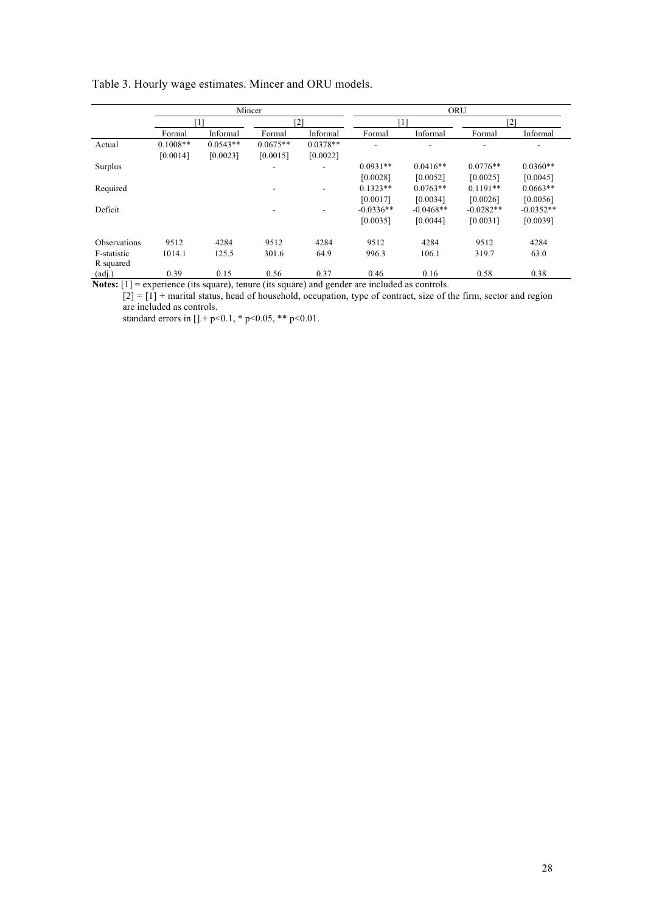Table 3. Hourly wage estimates. Mincer and ORU models.

| | Mincer | | | | ORU | | | |
|---|---|---|---|---|---|---|---|---|
| | [1] | | [2] | | [1] | | [2] | |
| | Formal | Informal | Formal | Informal | Formal | Informal | Formal | Informal |
| Actual | 0.1008** | 0.0543** | 0.0675** | 0.0378** | - | - | - | - |
| | [0.0014] | [0.0023] | [0.0015] | [0.0022] | | | | |
| Surplus | | | - | - | 0.0931** | 0.0416** | 0.0776** | 0.0360** |
| | | | | | [0.0028] | [0.0052] | [0.0025] | [0.0045] |
| Required | | | - | - | 0.1323** | 0.0763** | 0.1191** | 0.0663** |
| | | | | | [0.0017] | [0.0034] | [0.0026] | [0.0056] |
| Deficit | | | - | - | -0.0336** | -0.0468** | -0.0282** | -0.0352** |
| | | | | | [0.0035] | [0.0044] | [0.0031] | [0.0039] |
| Observations | 9512 | 4284 | 9512 | 4284 | 9512 | 4284 | 9512 | 4284 |
| F-statistic | 1014.1 | 125.5 | 301.6 | 64.9 | 996.3 | 106.1 | 319.7 | 63.0 |
| R squared (adj.) | 0.39 | 0.15 | 0.56 | 0.37 | 0.46 | 0.16 | 0.58 | 0.38 |

**Notes:** [1] = experience (its square), tenure (its square) and gender are included as controls.
[2] = [1] + marital status, head of household, occupation, type of contract, size of the firm, sector and region are included as controls.
standard errors in [].+ $p<0.1$, * $p<0.05$, ** $p<0.01$.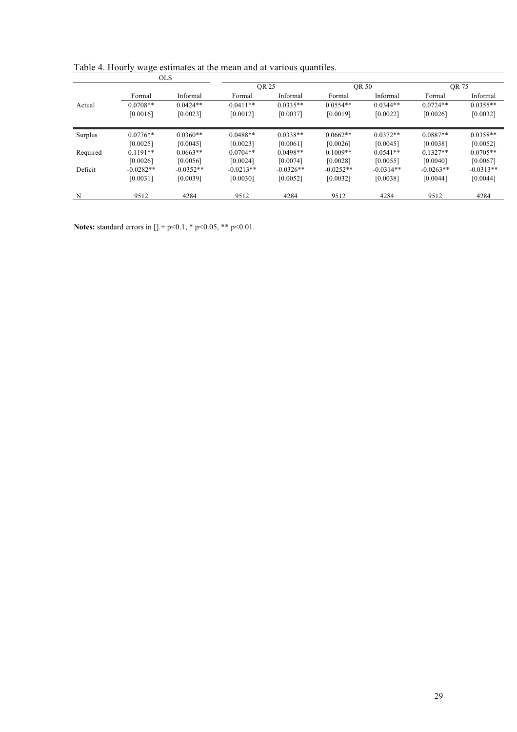Table 4. Hourly wage estimates at the mean and at various quantiles.

| | OLS | | QR 25 | | QR 50 | | QR 75 | |
|---|---|---|---|---|---|---|---|---|
| | Formal | Informal | Formal | Informal | Formal | Informal | Formal | Informal |
| Actual | 0.0708** | 0.0424** | 0.0411** | 0.0335** | 0.0554** | 0.0344** | 0.0724** | 0.0355** |
| | [0.0016] | [0.0023] | [0.0012] | [0.0037] | [0.0019] | [0.0022] | [0.0026] | [0.0032] |
| Surplus | 0.0776** | 0.0360** | 0.0488** | 0.0338** | 0.0662** | 0.0372** | 0.0887** | 0.0358** |
| | [0.0025] | [0.0045] | [0.0023] | [0.0061] | [0.0026] | [0.0045] | [0.0038] | [0.0052] |
| Required | 0.1191** | 0.0663** | 0.0704** | 0.0498** | 0.1009** | 0.0541** | 0.1327** | 0.0705** |
| | [0.0026] | [0.0056] | [0.0024] | [0.0074] | [0.0028] | [0.0055] | [0.0040] | [0.0067] |
| Deficit | -0.0282** | -0.0352** | -0.0213** | -0.0326** | -0.0252** | -0.0314** | -0.0263** | -0.0313** |
| | [0.0031] | [0.0039] | [0.0030] | [0.0052] | [0.0032] | [0.0038] | [0.0044] | [0.0044] |
| N | 9512 | 4284 | 9512 | 4284 | 9512 | 4284 | 9512 | 4284 |

**Notes:** standard errors in [].+ $p<0.1$, * $p<0.05$, ** $p<0.01$.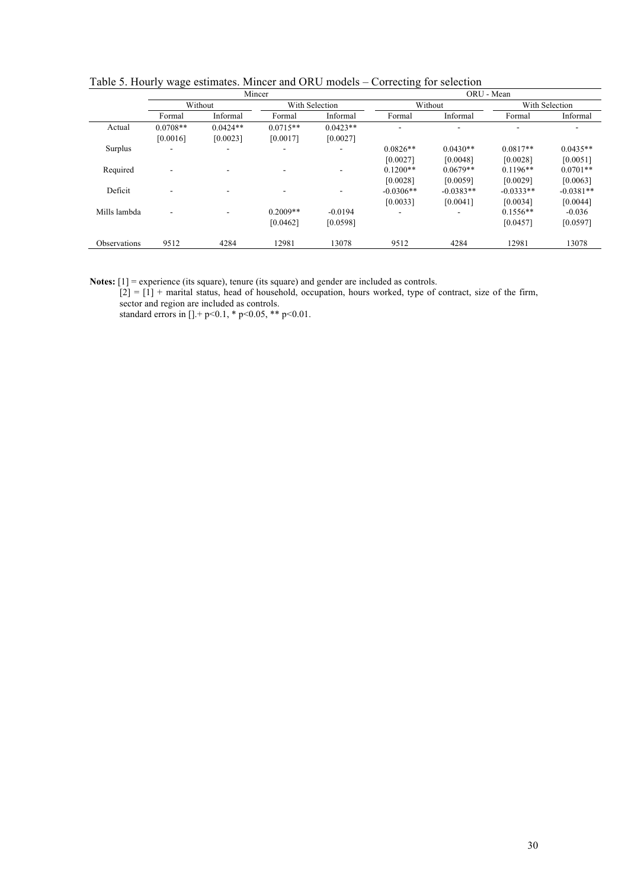Table 5. Hourly wage estimates. Mincer and ORU models – Correcting for selection

| | Mincer | | | | ORU - Mean | | | |
|---|---|---|---|---|---|---|---|---|
| | Without | | With Selection | | Without | | With Selection | |
| | Formal | Informal | Formal | Informal | Formal | Informal | Formal | Informal |
| Actual | 0.0708** | 0.0424** | 0.0715** | 0.0423** | - | - | - | - |
| | [0.0016] | [0.0023] | [0.0017] | [0.0027] | | | | |
| Surplus | - | - | - | - | 0.0826** | 0.0430** | 0.0817** | 0.0435** |
| | | | | | [0.0027] | [0.0048] | [0.0028] | [0.0051] |
| Required | - | - | - | - | 0.1200** | 0.0679** | 0.1196** | 0.0701** |
| | | | | | [0.0028] | [0.0059] | [0.0029] | [0.0063] |
| Deficit | - | - | - | - | -0.0306** | -0.0383** | -0.0333** | -0.0381** |
| | | | | | [0.0033] | [0.0041] | [0.0034] | [0.0044] |
| Mills lambda | - | - | 0.2009** | -0.0194 | - | - | 0.1556** | -0.036 |
| | | | [0.0462] | [0.0598] | | | [0.0457] | [0.0597] |
| Observations | 9512 | 4284 | 12981 | 13078 | 9512 | 4284 | 12981 | 13078 |

**Notes:** [1] = experience (its square), tenure (its square) and gender are included as controls.
[2] = [1] + marital status, head of household, occupation, hours worked, type of contract, size of the firm, sector and region are included as controls.
standard errors in [].+ p<0.1, * p<0.05, ** p<0.01.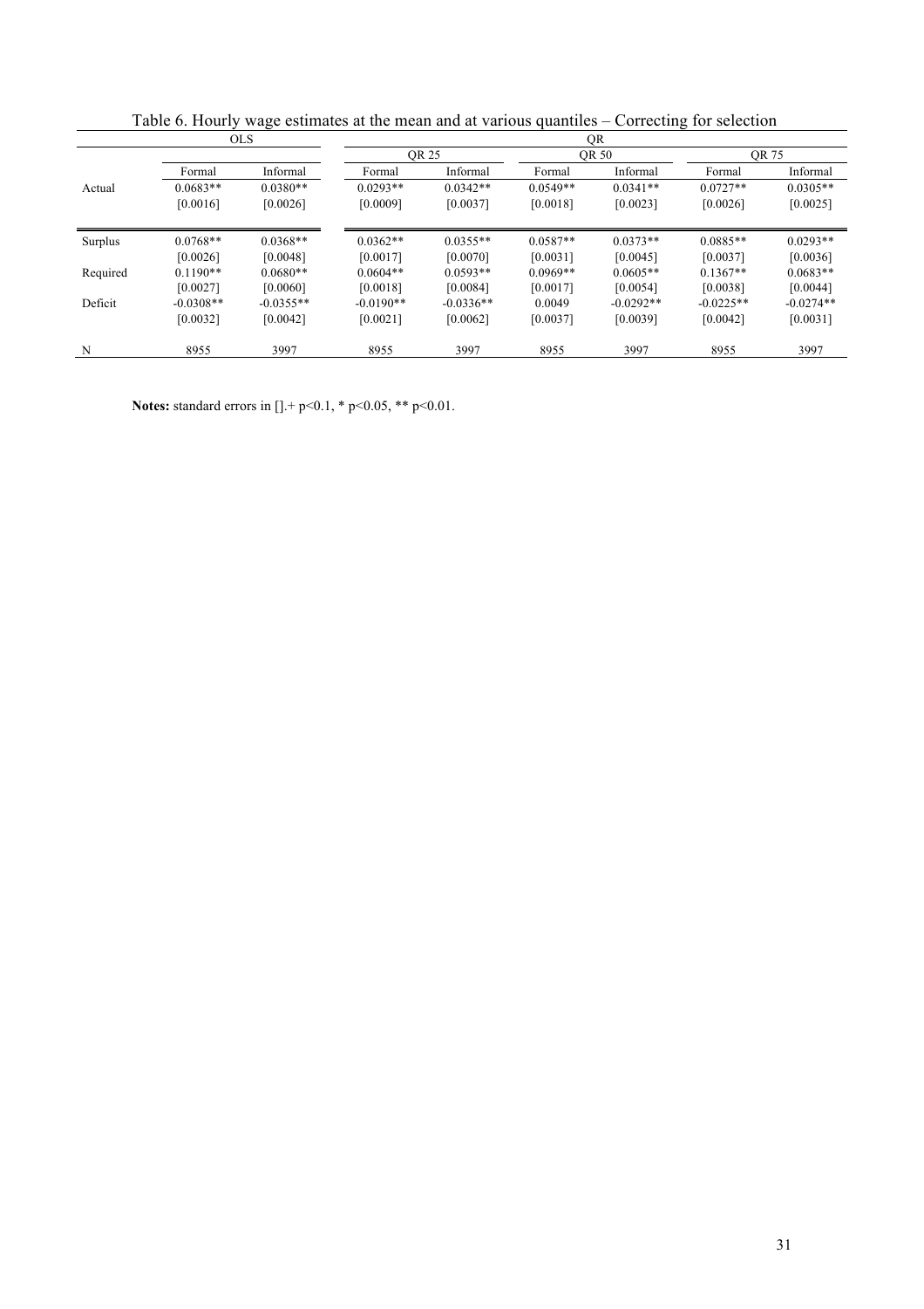Table 6. Hourly wage estimates at the mean and at various quantiles – Correcting for selection

| | OLS | | QR | | | | | |
|---|---|---|---|---|---|---|---|---|
| | | | QR 25 | | QR 50 | | QR 75 | |
| | Formal | Informal | Formal | Informal | Formal | Informal | Formal | Informal |
| Actual | 0.0683** | 0.0380** | 0.0293** | 0.0342** | 0.0549** | 0.0341** | 0.0727** | 0.0305** |
| | [0.0016] | [0.0026] | [0.0009] | [0.0037] | [0.0018] | [0.0023] | [0.0026] | [0.0025] |
| Surplus | 0.0768** | 0.0368** | 0.0362** | 0.0355** | 0.0587** | 0.0373** | 0.0885** | 0.0293** |
| | [0.0026] | [0.0048] | [0.0017] | [0.0070] | [0.0031] | [0.0045] | [0.0037] | [0.0036] |
| Required | 0.1190** | 0.0680** | 0.0604** | 0.0593** | 0.0969** | 0.0605** | 0.1367** | 0.0683** |
| | [0.0027] | [0.0060] | [0.0018] | [0.0084] | [0.0017] | [0.0054] | [0.0038] | [0.0044] |
| Deficit | -0.0308** | -0.0355** | -0.0190** | -0.0336** | 0.0049 | -0.0292** | -0.0225** | -0.0274** |
| | [0.0032] | [0.0042] | [0.0021] | [0.0062] | [0.0037] | [0.0039] | [0.0042] | [0.0031] |
| N | 8955 | 3997 | 8955 | 3997 | 8955 | 3997 | 8955 | 3997 |

**Notes:** standard errors in [].+ p<0.1, * p<0.05, ** p<0.01.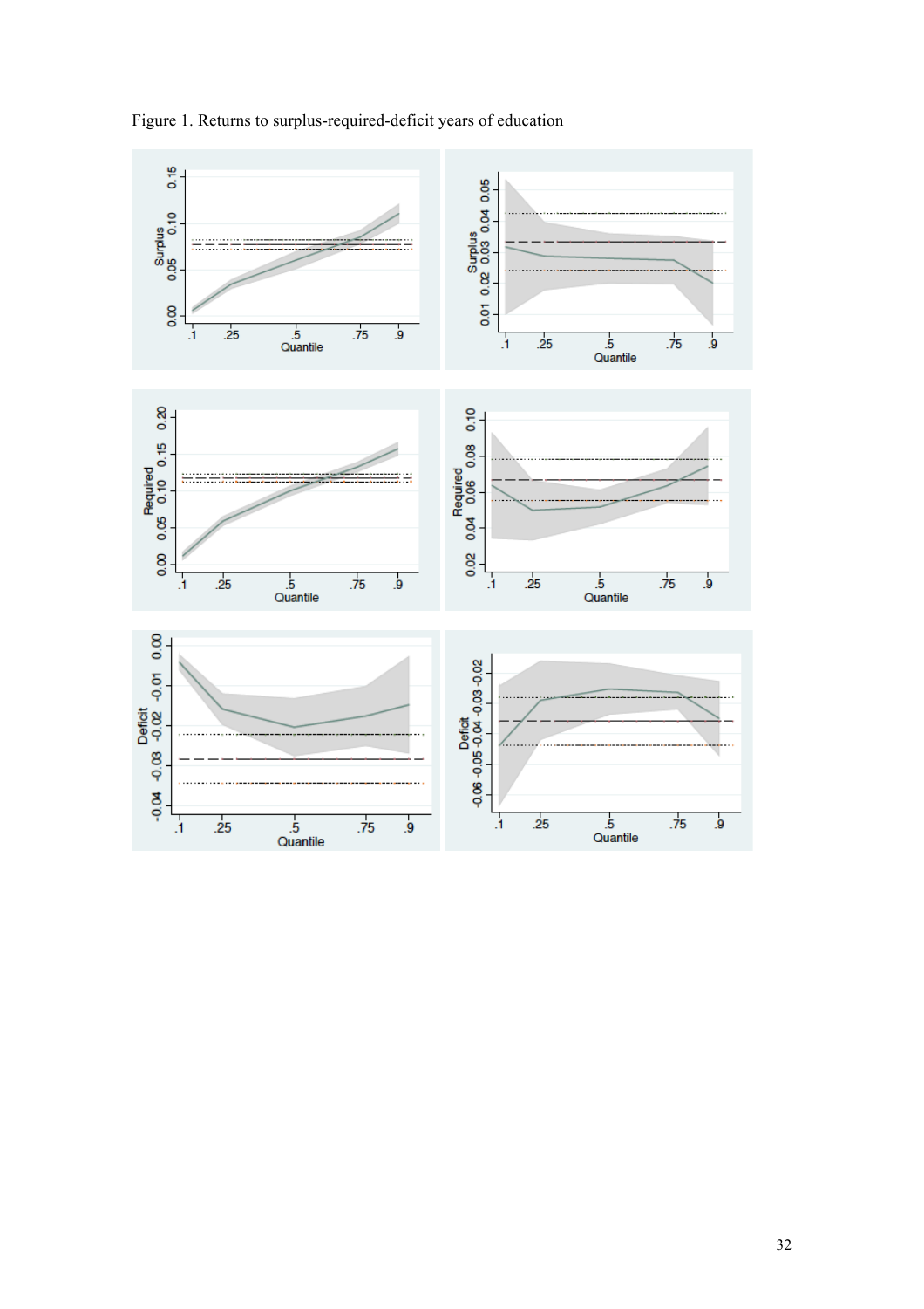Figure 1. Returns to surplus-required-deficit years of education

Surplus
0.00
0.05
0.10
0.15
.1
.25
.5
.75
.9
Quantile

Surplus
0.01
0.02
0.03
0.04
0.05
.1
.25
.5
.75
.9
Quantile

Required
0.00
0.05
0.10
0.15
0.20
.1
.25
.5
.75
.9
Quantile

Required
0.02
0.04
0.06
0.08
0.10
.1
.25
.5
.75
.9
Quantile

Deficit
-0.04
-0.03
-0.02
-0.01
0.00
.1
.25
.5
.75
.9
Quantile

Deficit
-0.06
-0.05
-0.04
-0.03
-0.02
.1
.25
.5
.75
.9
Quantile